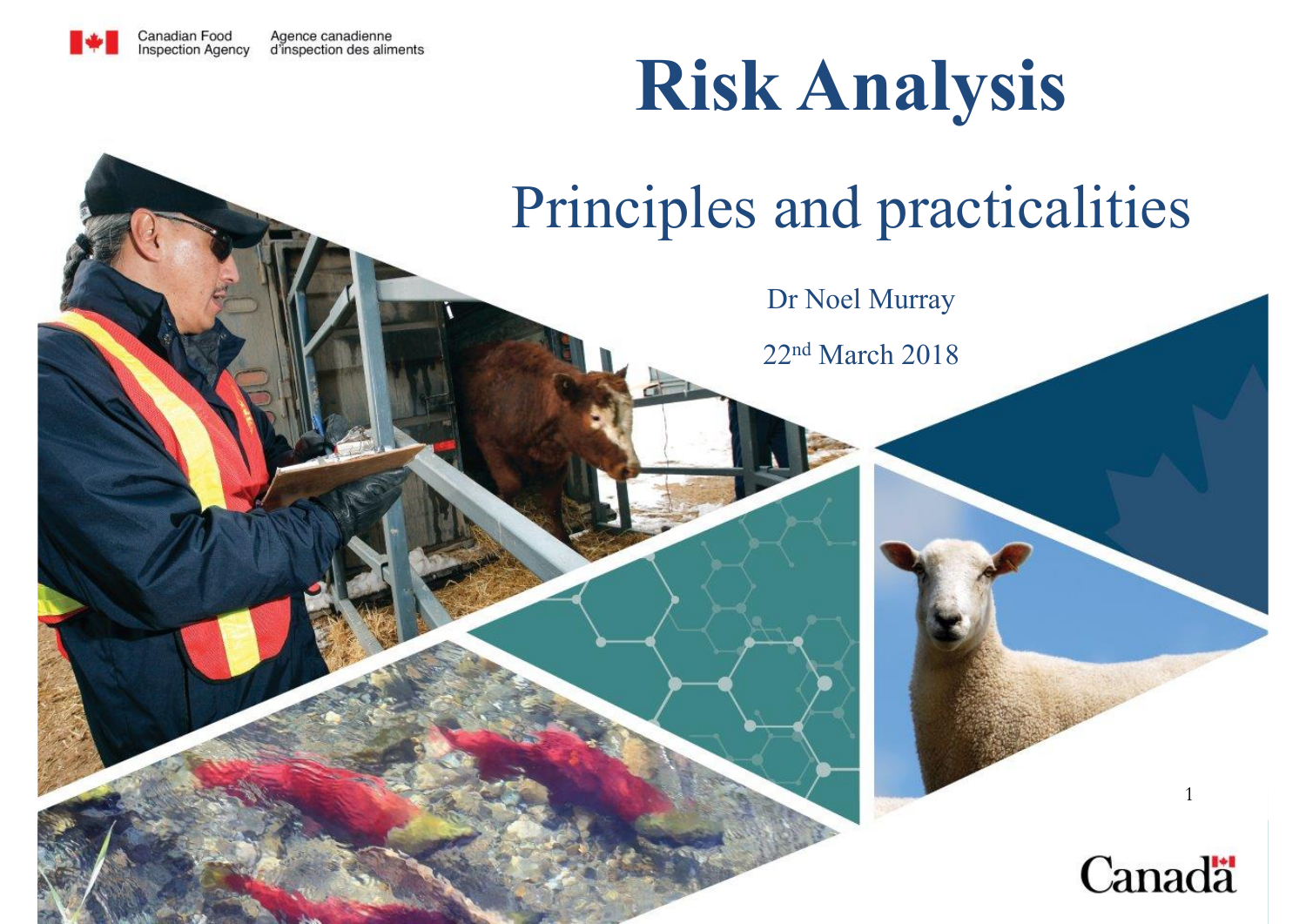Canadian Food Inspection Agency | Agence canadienne d'inspection des aliments

# Risk Analysis

## Principles and practicalities

Dr Noel Murray

22nd March 2018

Canada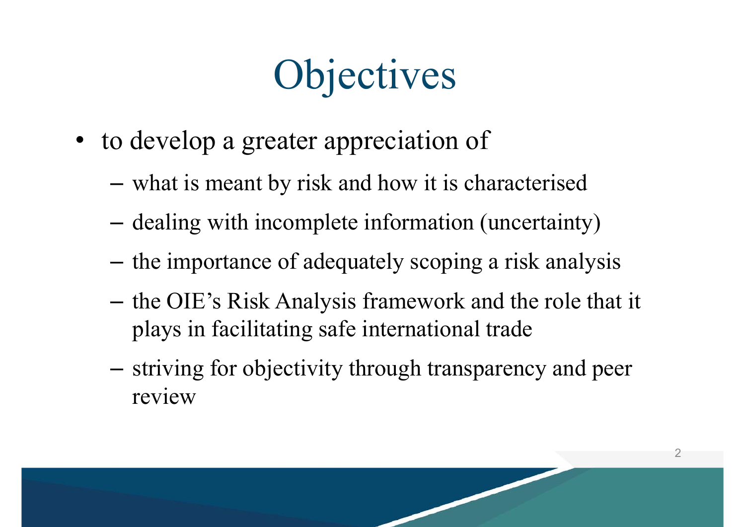# Objectives

- to develop a greater appreciation of
  - what is meant by risk and how it is characterised
  - dealing with incomplete information (uncertainty)
  - the importance of adequately scoping a risk analysis
  - the OIE's Risk Analysis framework and the role that it plays in facilitating safe international trade
  - striving for objectivity through transparency and peer review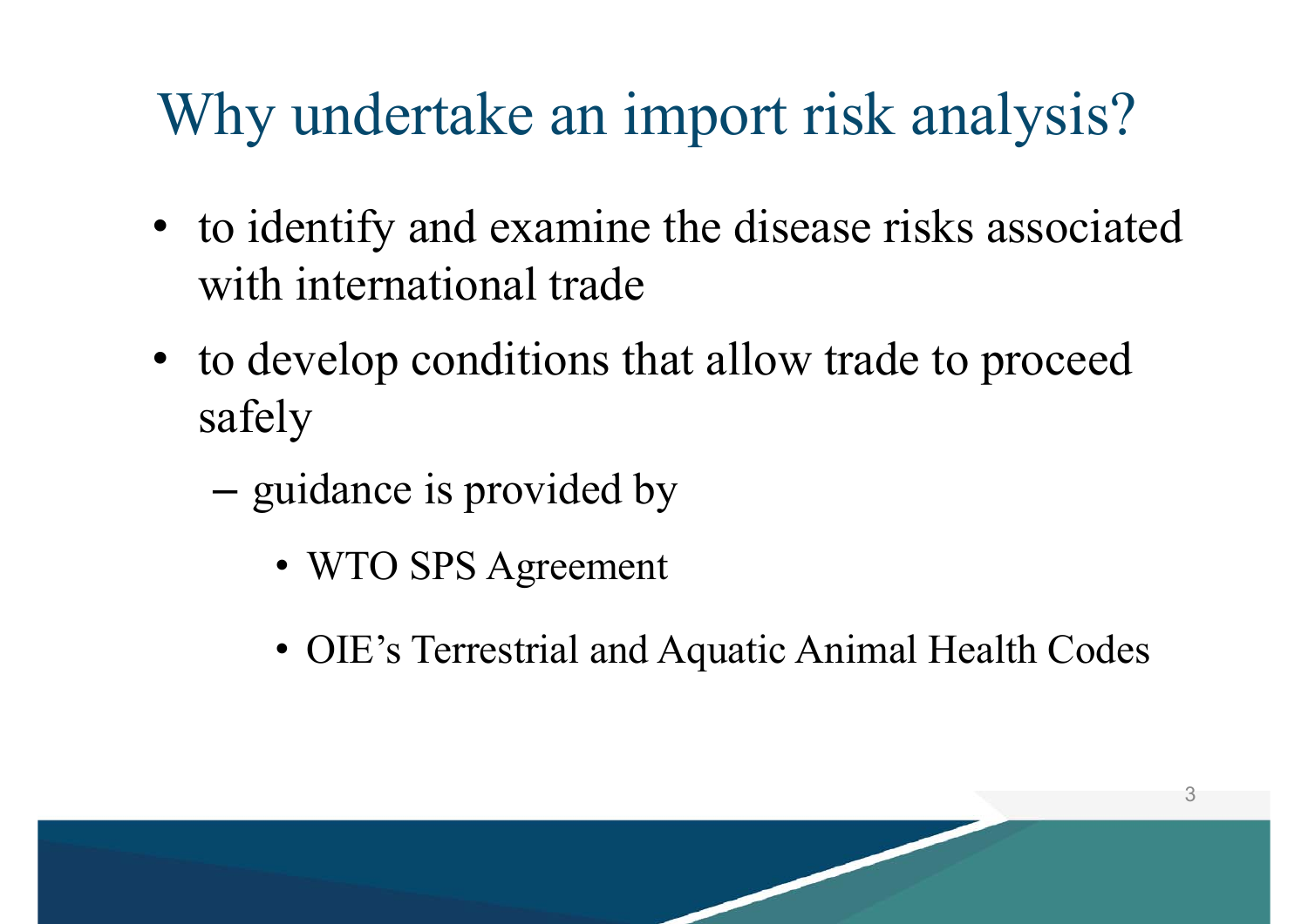# Why undertake an import risk analysis?

- to identify and examine the disease risks associated with international trade
- to develop conditions that allow trade to proceed safely
  - guidance is provided by
    - WTO SPS Agreement
    - OIE's Terrestrial and Aquatic Animal Health Codes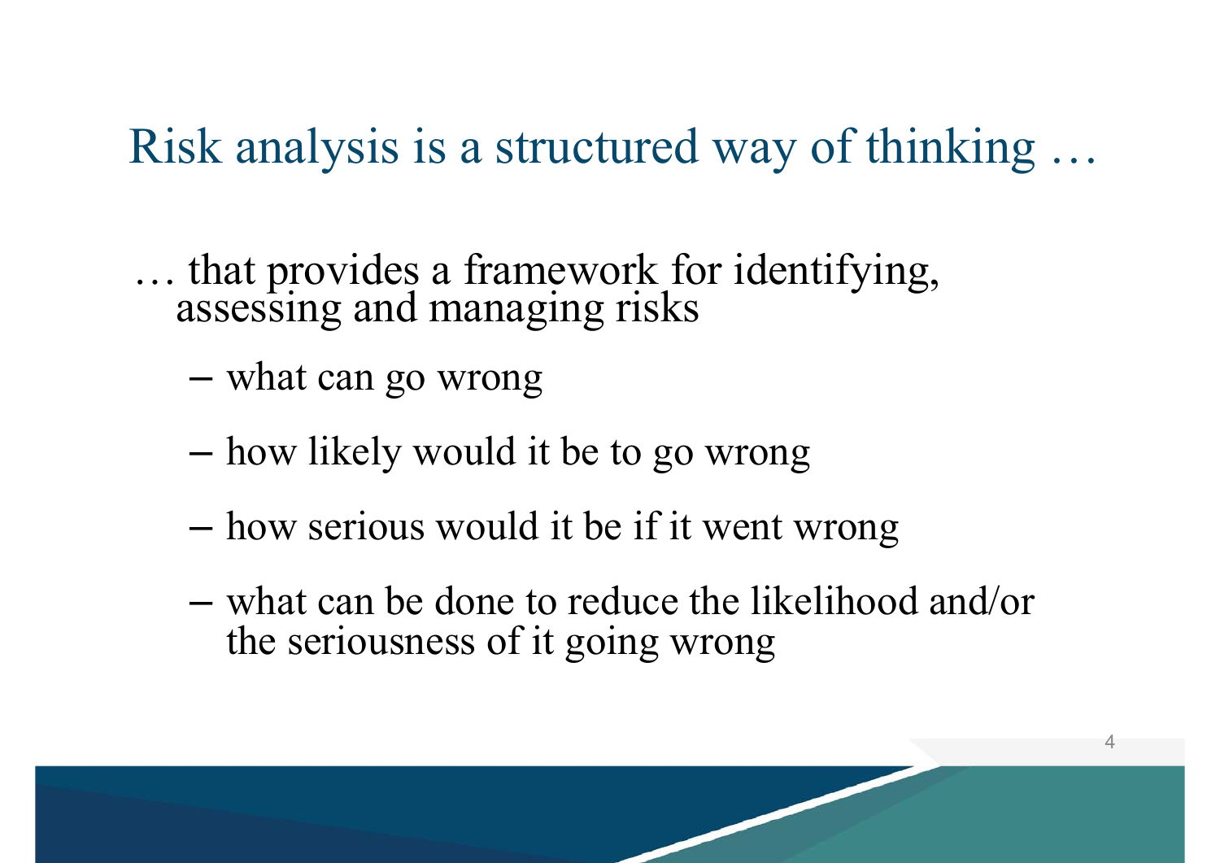# Risk analysis is a structured way of thinking …

… that provides a framework for identifying, assessing and managing risks

- what can go wrong
- how likely would it be to go wrong
- how serious would it be if it went wrong
- what can be done to reduce the likelihood and/or the seriousness of it going wrong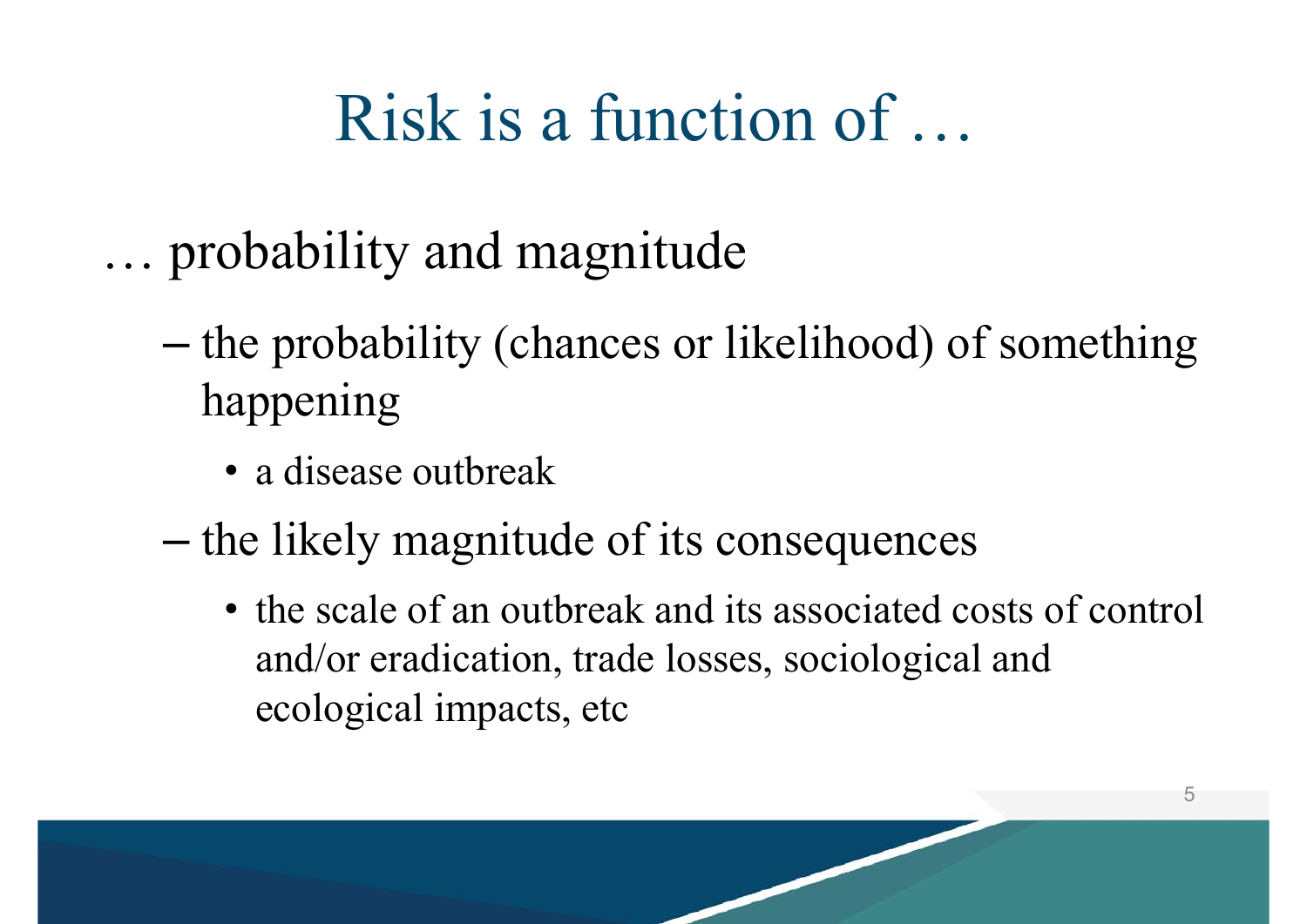# Risk is a function of …

… probability and magnitude

- the probability (chances or likelihood) of something happening
  - a disease outbreak
- the likely magnitude of its consequences
  - the scale of an outbreak and its associated costs of control and/or eradication, trade losses, sociological and ecological impacts, etc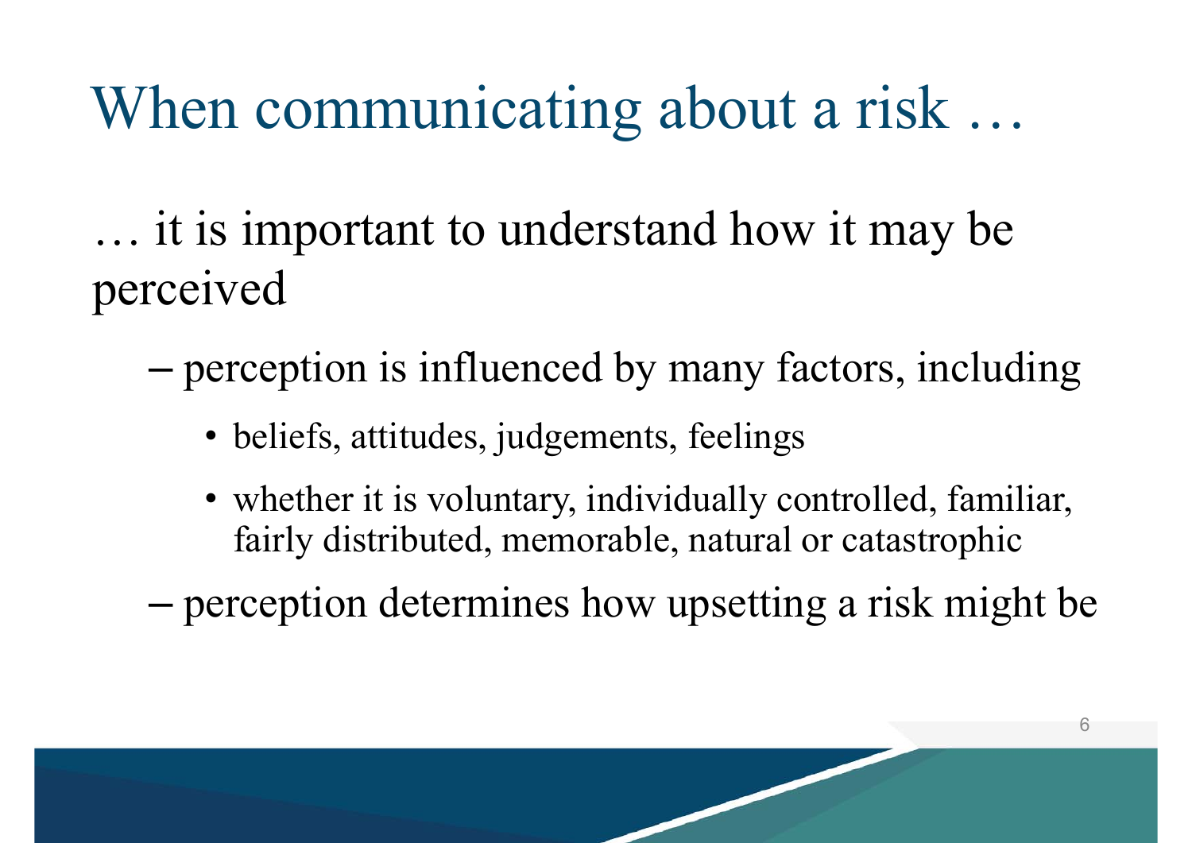# When communicating about a risk …

… it is important to understand how it may be perceived

- perception is influenced by many factors, including
  - beliefs, attitudes, judgements, feelings
  - whether it is voluntary, individually controlled, familiar, fairly distributed, memorable, natural or catastrophic
- perception determines how upsetting a risk might be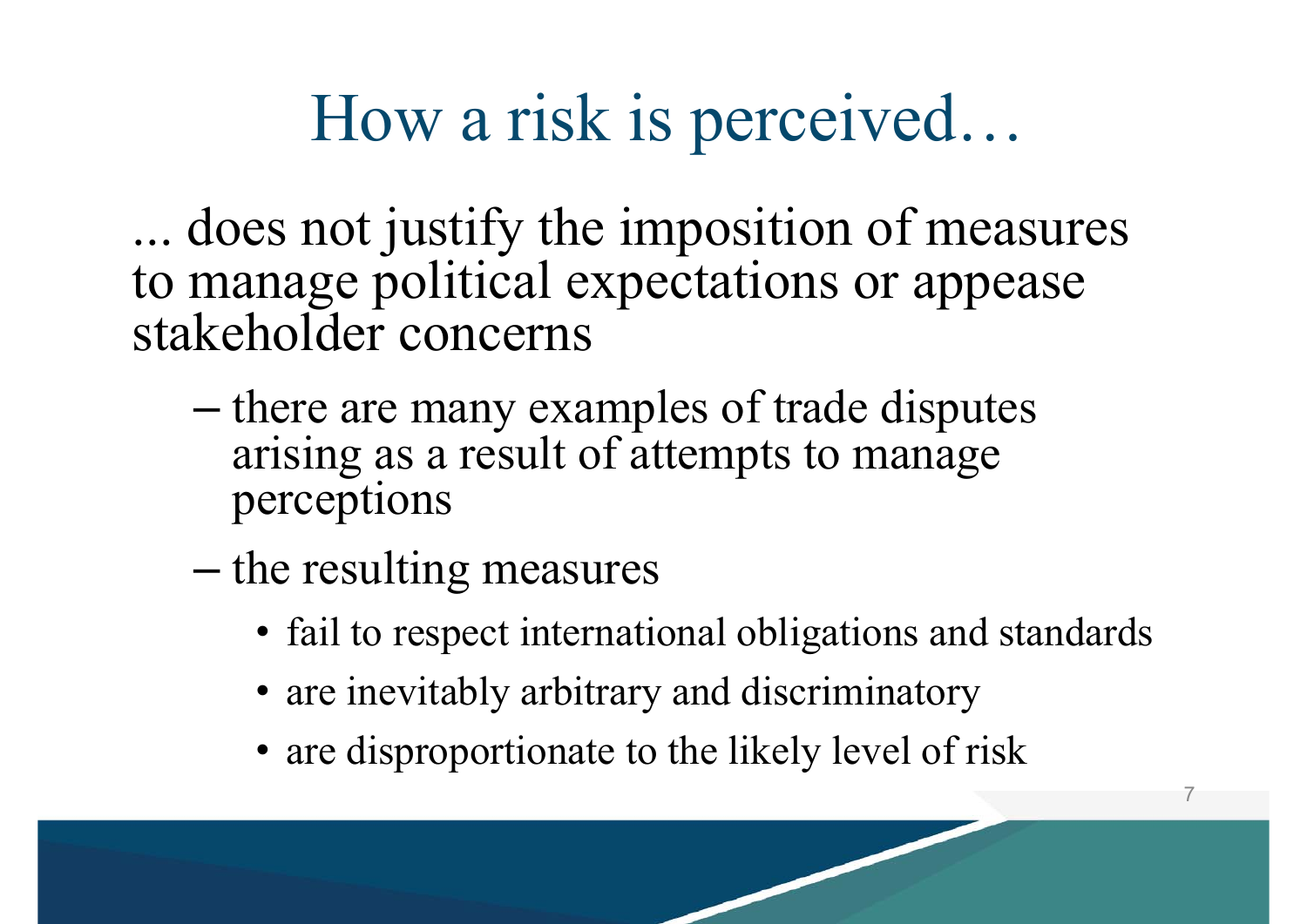# How a risk is perceived…

... does not justify the imposition of measures to manage political expectations or appease stakeholder concerns

- there are many examples of trade disputes arising as a result of attempts to manage perceptions
- the resulting measures
  - fail to respect international obligations and standards
  - are inevitably arbitrary and discriminatory
  - are disproportionate to the likely level of risk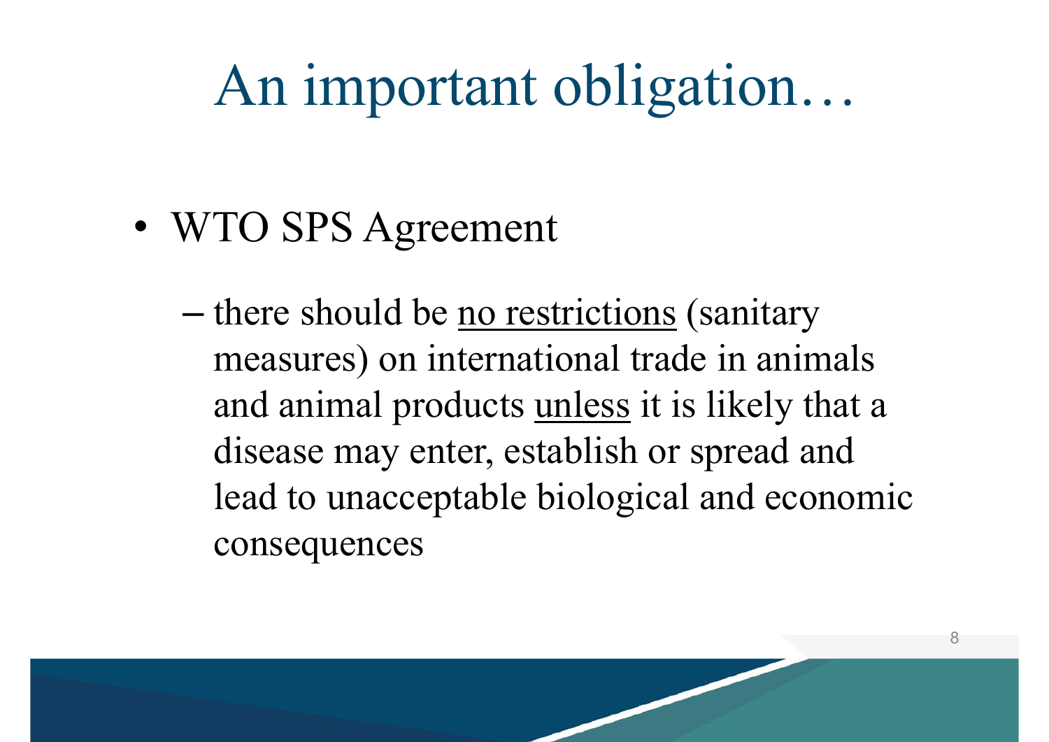# An important obligation…

- WTO SPS Agreement
  - there should be <u>no restrictions</u> (sanitary measures) on international trade in animals and animal products <u>unless</u> it is likely that a disease may enter, establish or spread and lead to unacceptable biological and economic consequences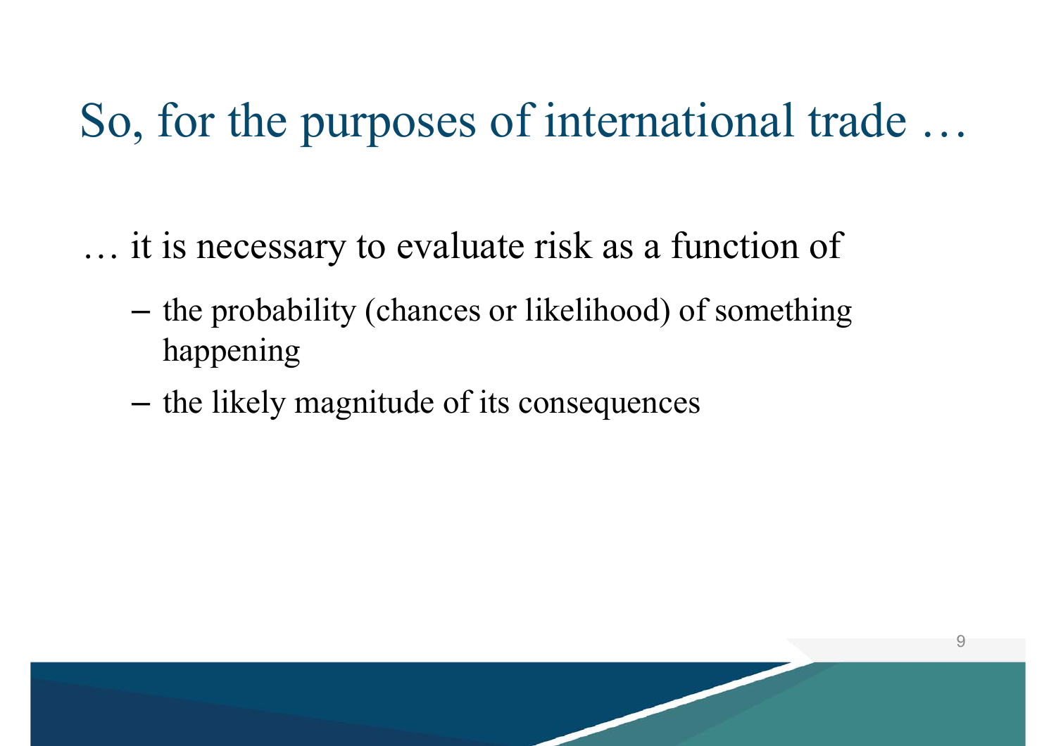# So, for the purposes of international trade …

… it is necessary to evaluate risk as a function of

- the probability (chances or likelihood) of something happening
- the likely magnitude of its consequences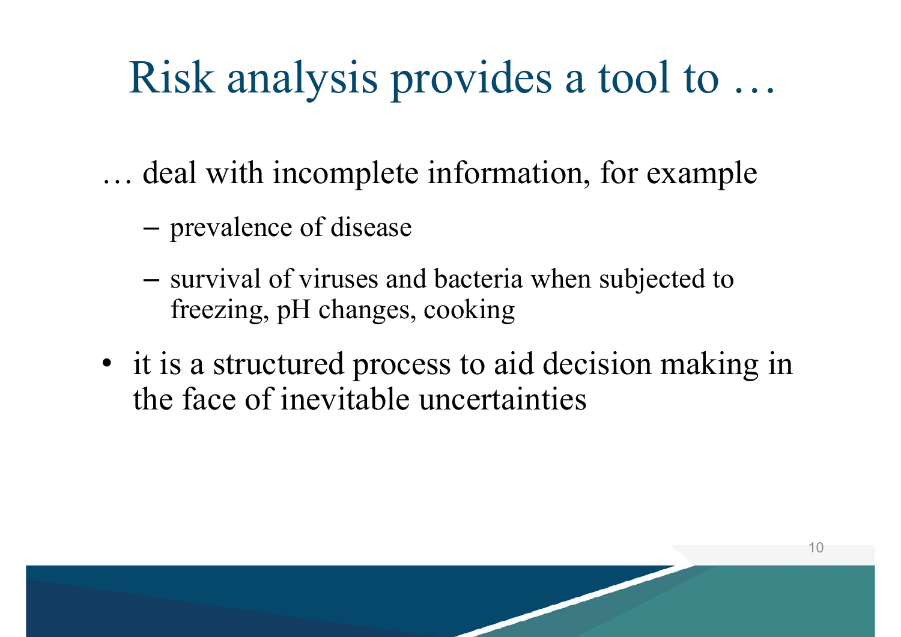# Risk analysis provides a tool to …

… deal with incomplete information, for example

- prevalence of disease
- survival of viruses and bacteria when subjected to freezing, pH changes, cooking

- it is a structured process to aid decision making in the face of inevitable uncertainties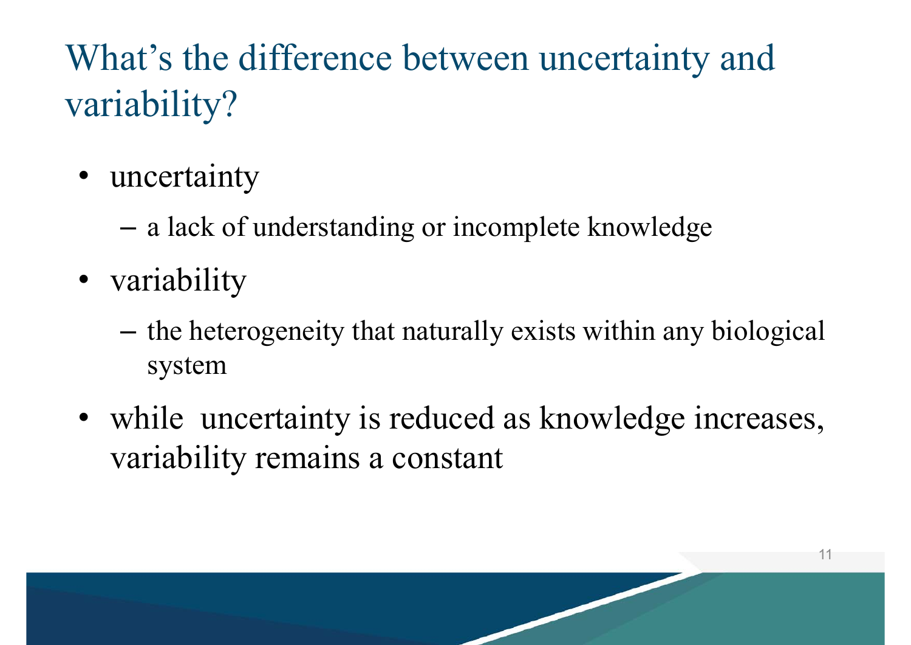# What's the difference between uncertainty and variability?

- uncertainty
  - a lack of understanding or incomplete knowledge
- variability
  - the heterogeneity that naturally exists within any biological system
- while uncertainty is reduced as knowledge increases, variability remains a constant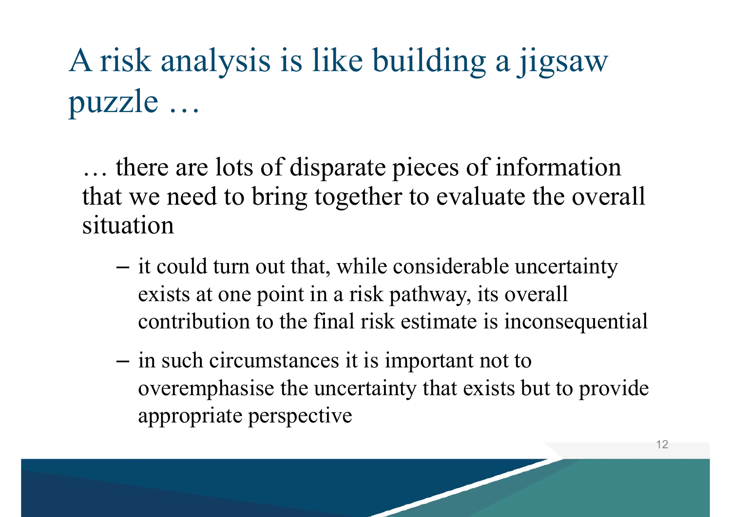# A risk analysis is like building a jigsaw puzzle …

… there are lots of disparate pieces of information that we need to bring together to evaluate the overall situation

- it could turn out that, while considerable uncertainty exists at one point in a risk pathway, its overall contribution to the final risk estimate is inconsequential
- in such circumstances it is important not to overemphasise the uncertainty that exists but to provide appropriate perspective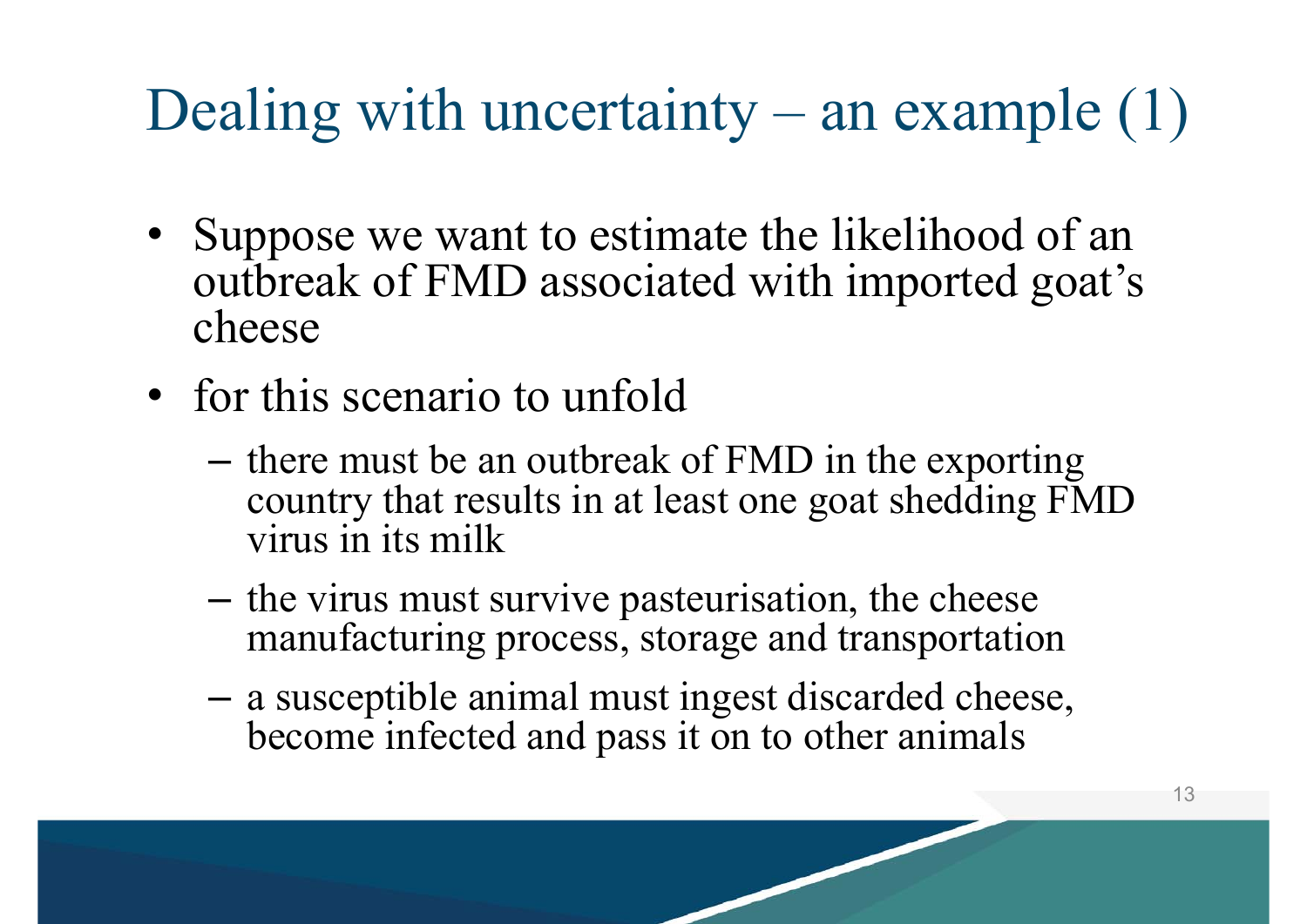# Dealing with uncertainty – an example (1)

- Suppose we want to estimate the likelihood of an outbreak of FMD associated with imported goat's cheese
- for this scenario to unfold
  - there must be an outbreak of FMD in the exporting country that results in at least one goat shedding FMD virus in its milk
  - the virus must survive pasteurisation, the cheese manufacturing process, storage and transportation
  - a susceptible animal must ingest discarded cheese, become infected and pass it on to other animals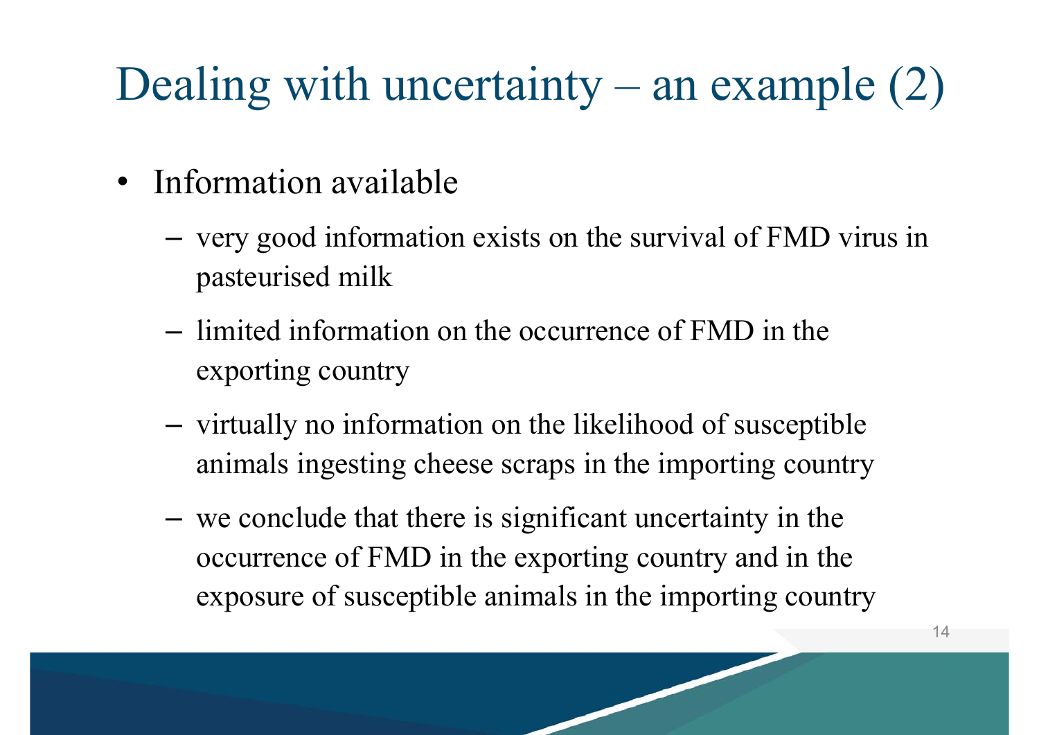# Dealing with uncertainty – an example (2)

- Information available
  - very good information exists on the survival of FMD virus in pasteurised milk
  - limited information on the occurrence of FMD in the exporting country
  - virtually no information on the likelihood of susceptible animals ingesting cheese scraps in the importing country
  - we conclude that there is significant uncertainty in the occurrence of FMD in the exporting country and in the exposure of susceptible animals in the importing country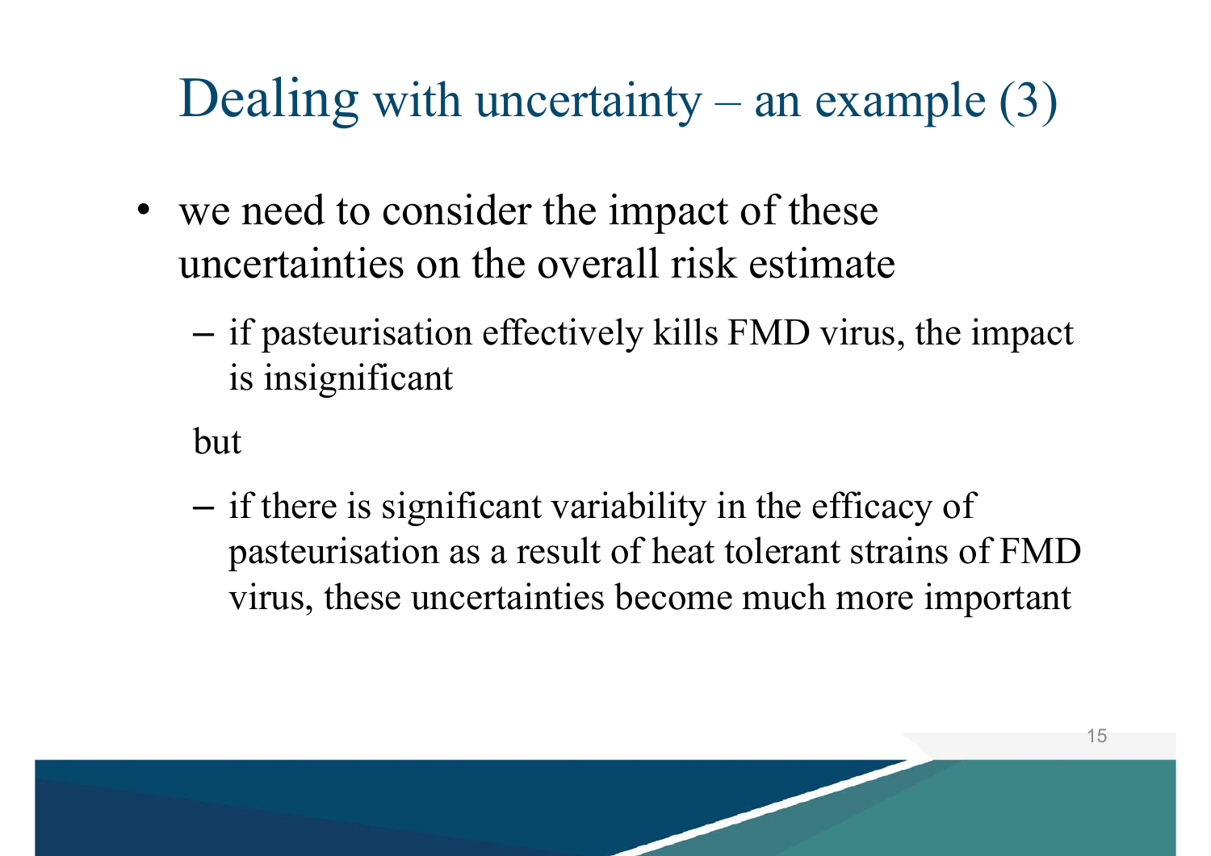# Dealing with uncertainty – an example (3)

- we need to consider the impact of these uncertainties on the overall risk estimate
  - if pasteurisation effectively kills FMD virus, the impact is insignificant

  but

  - if there is significant variability in the efficacy of pasteurisation as a result of heat tolerant strains of FMD virus, these uncertainties become much more important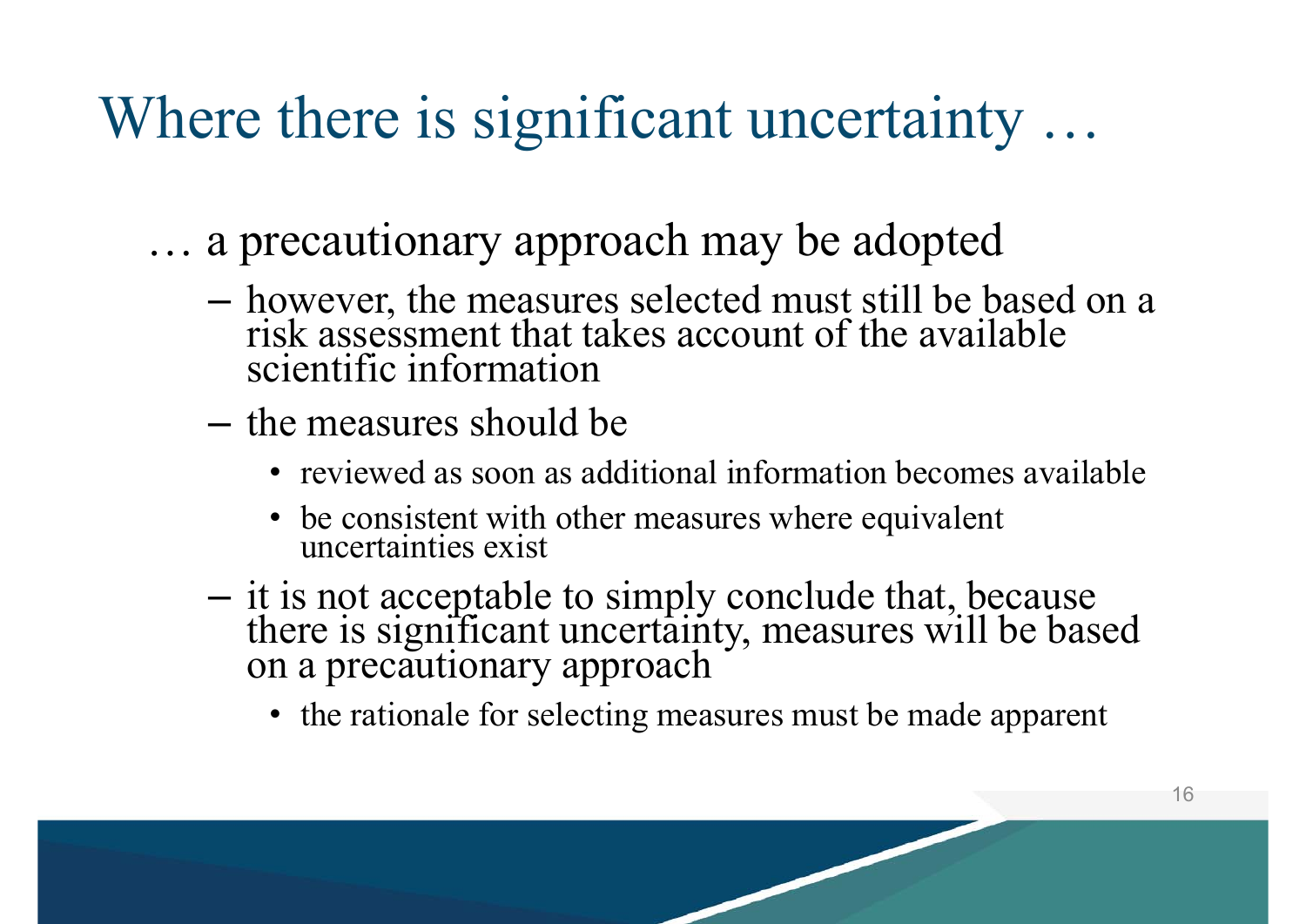# Where there is significant uncertainty …

… a precautionary approach may be adopted

- however, the measures selected must still be based on a risk assessment that takes account of the available scientific information
- the measures should be
  - reviewed as soon as additional information becomes available
  - be consistent with other measures where equivalent uncertainties exist
- it is not acceptable to simply conclude that, because there is significant uncertainty, measures will be based on a precautionary approach
  - the rationale for selecting measures must be made apparent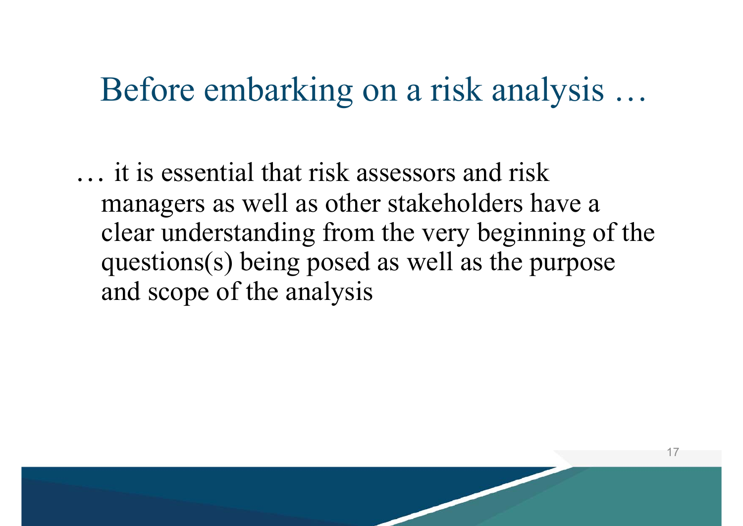# Before embarking on a risk analysis …

… it is essential that risk assessors and risk managers as well as other stakeholders have a clear understanding from the very beginning of the questions(s) being posed as well as the purpose and scope of the analysis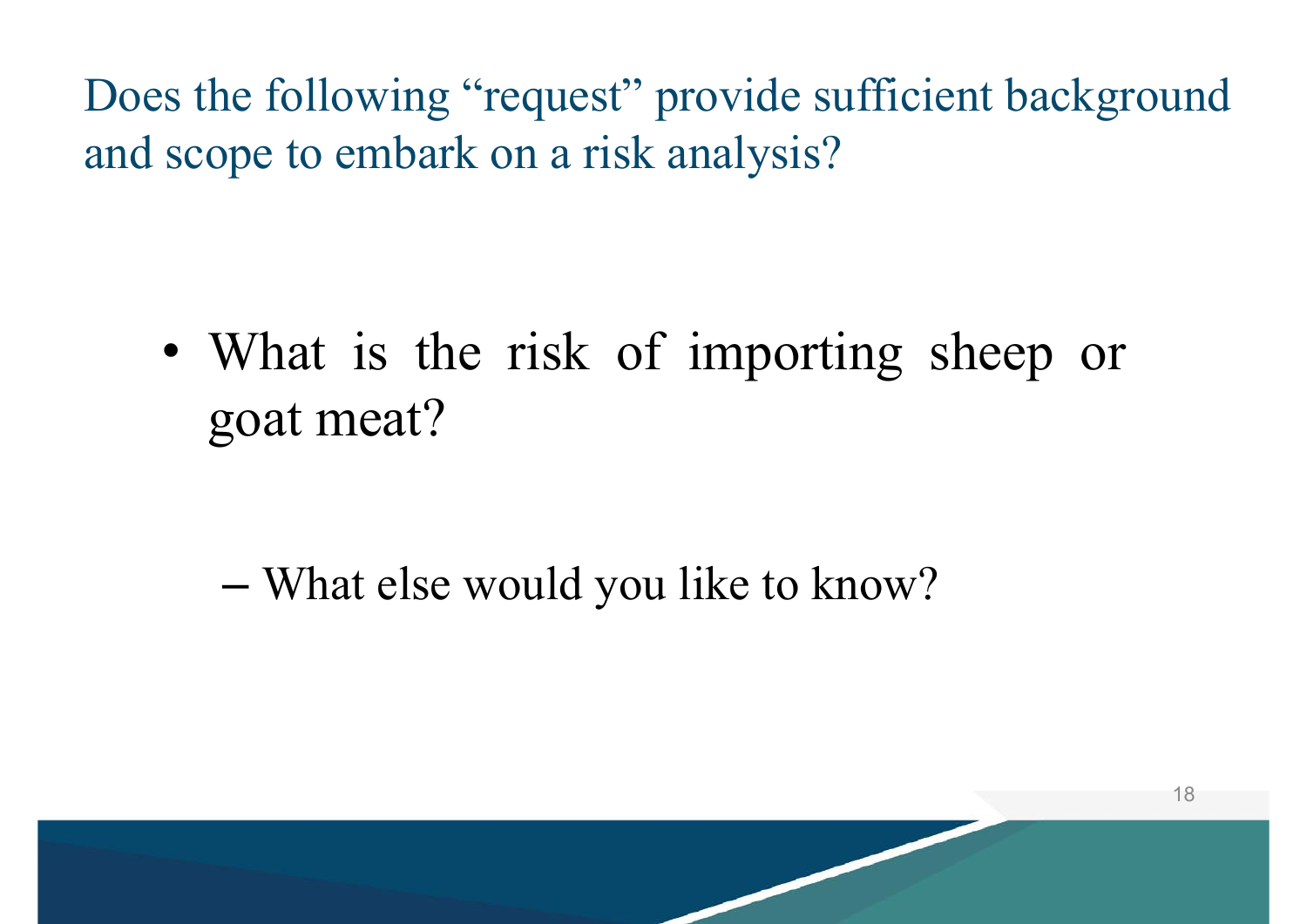## Does the following “request” provide sufficient background and scope to embark on a risk analysis?

- What is the risk of importing sheep or goat meat?
  - What else would you like to know?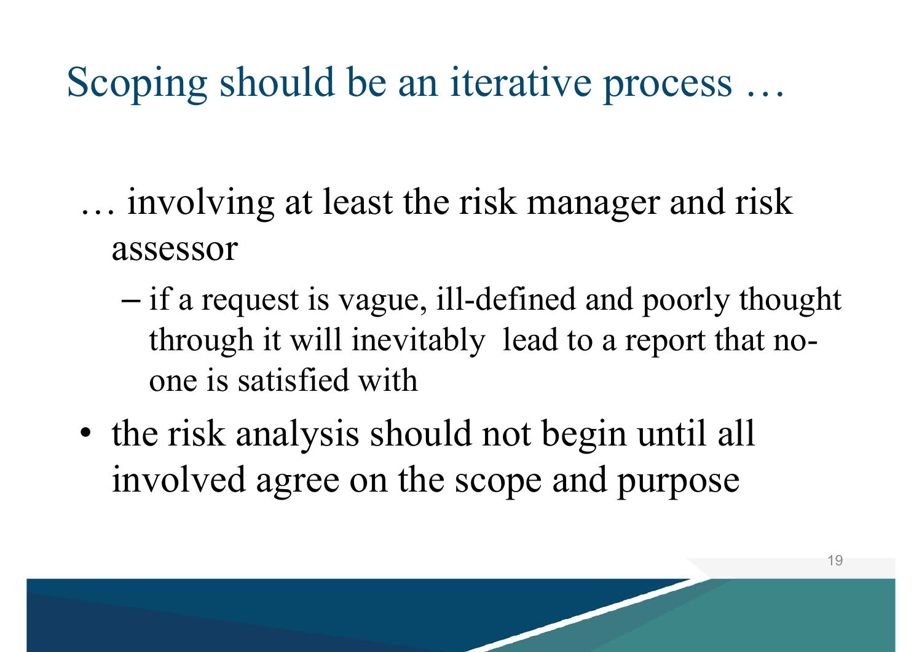# Scoping should be an iterative process …

… involving at least the risk manager and risk assessor

- if a request is vague, ill-defined and poorly thought through it will inevitably lead to a report that no-one is satisfied with

- the risk analysis should not begin until all involved agree on the scope and purpose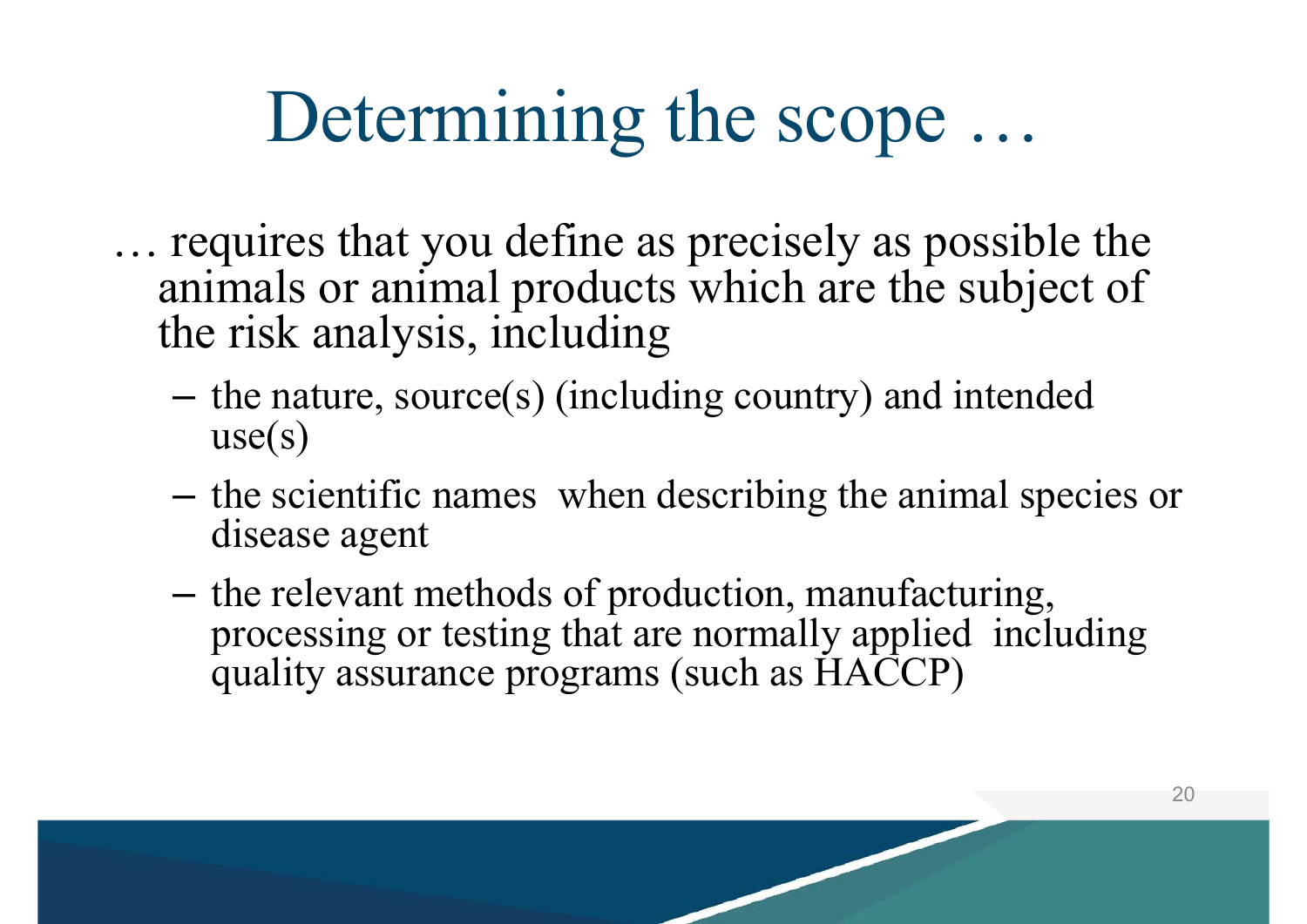# Determining the scope …

… requires that you define as precisely as possible the animals or animal products which are the subject of the risk analysis, including

- the nature, source(s) (including country) and intended use(s)
- the scientific names when describing the animal species or disease agent
- the relevant methods of production, manufacturing, processing or testing that are normally applied including quality assurance programs (such as HACCP)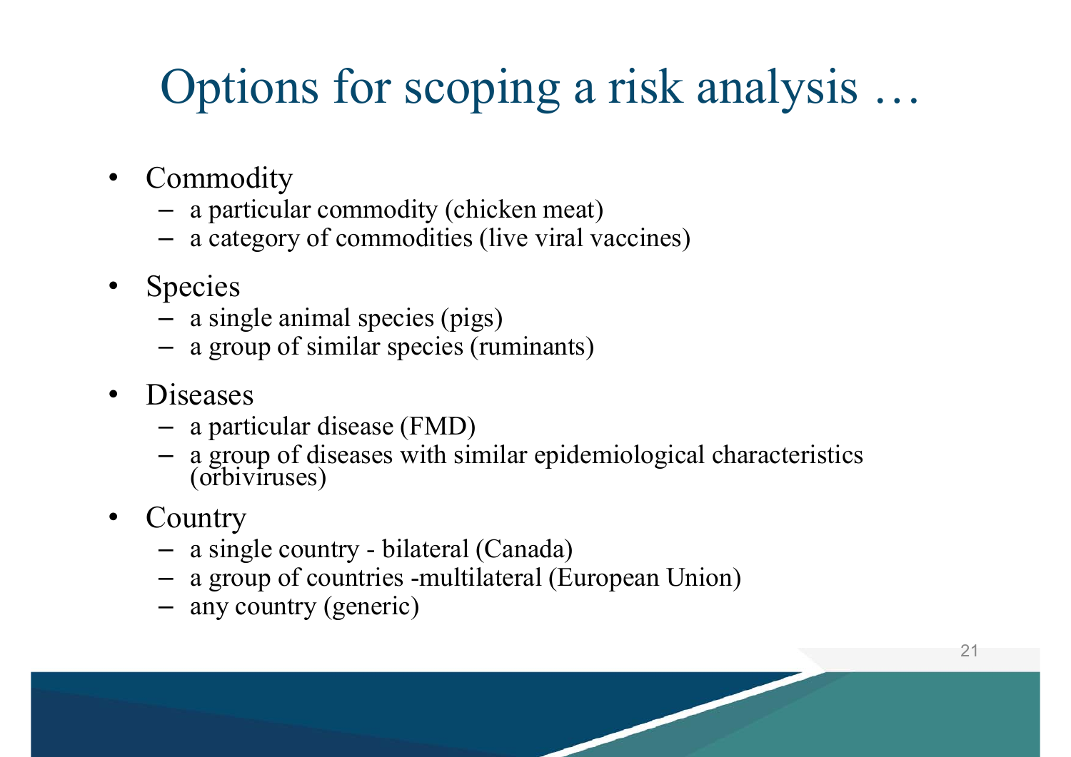# Options for scoping a risk analysis …

- Commodity
  - a particular commodity (chicken meat)
  - a category of commodities (live viral vaccines)
- Species
  - a single animal species (pigs)
  - a group of similar species (ruminants)
- Diseases
  - a particular disease (FMD)
  - a group of diseases with similar epidemiological characteristics (orbiviruses)
- Country
  - a single country - bilateral (Canada)
  - a group of countries -multilateral (European Union)
  - any country (generic)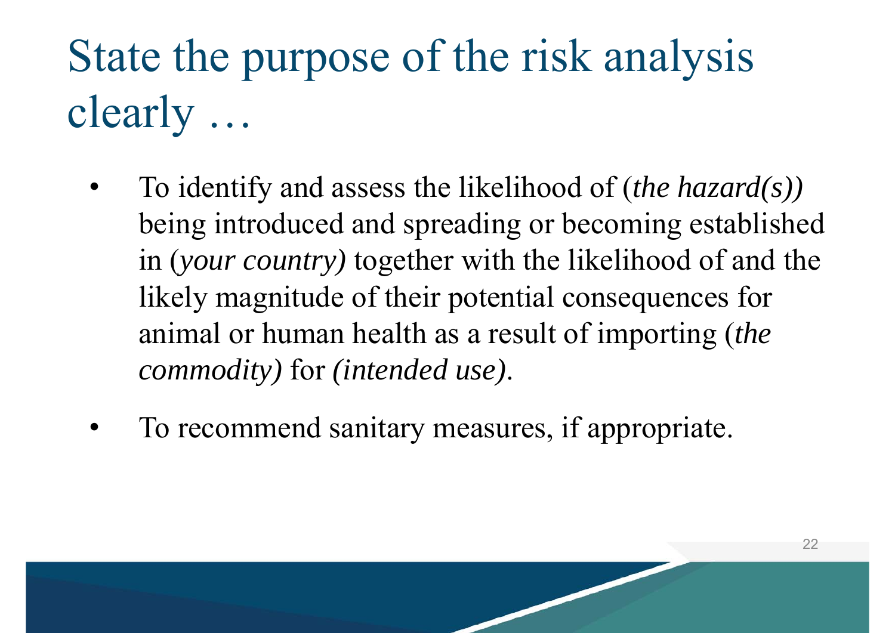# State the purpose of the risk analysis clearly …

- To identify and assess the likelihood of (*the hazard(s))* being introduced and spreading or becoming established in (*your country)* together with the likelihood of and the likely magnitude of their potential consequences for animal or human health as a result of importing (*the commodity)* for *(intended use)*.
- To recommend sanitary measures, if appropriate.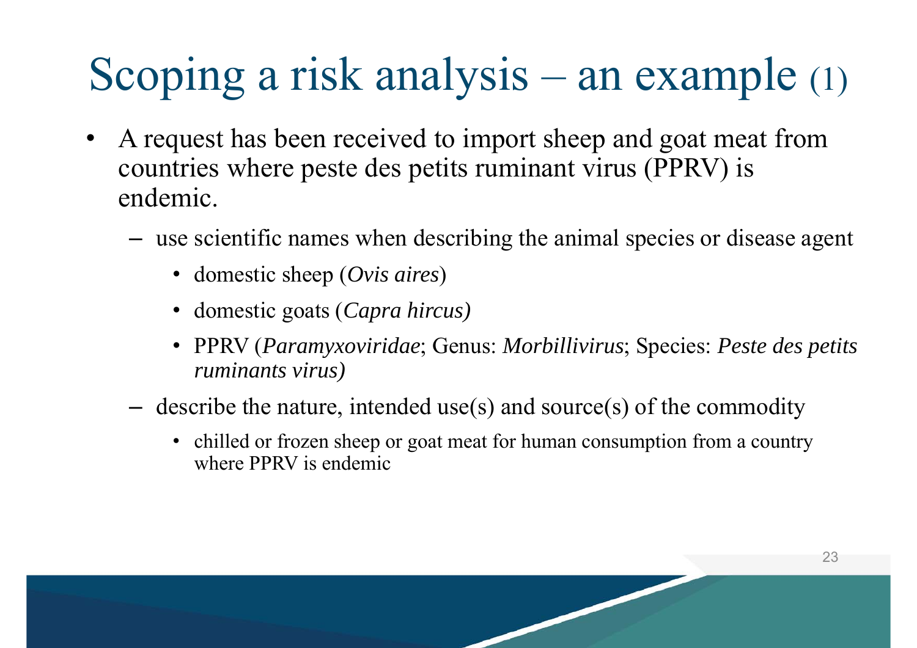# Scoping a risk analysis – an example (1)

- A request has been received to import sheep and goat meat from countries where peste des petits ruminant virus (PPRV) is endemic.
  - use scientific names when describing the animal species or disease agent
    - domestic sheep (*Ovis aires*)
    - domestic goats (*Capra hircus)*
    - PPRV (*Paramyxoviridae*; Genus: *Morbillivirus*; Species: *Peste des petits ruminants virus)*
  - describe the nature, intended use(s) and source(s) of the commodity
    - chilled or frozen sheep or goat meat for human consumption from a country where PPRV is endemic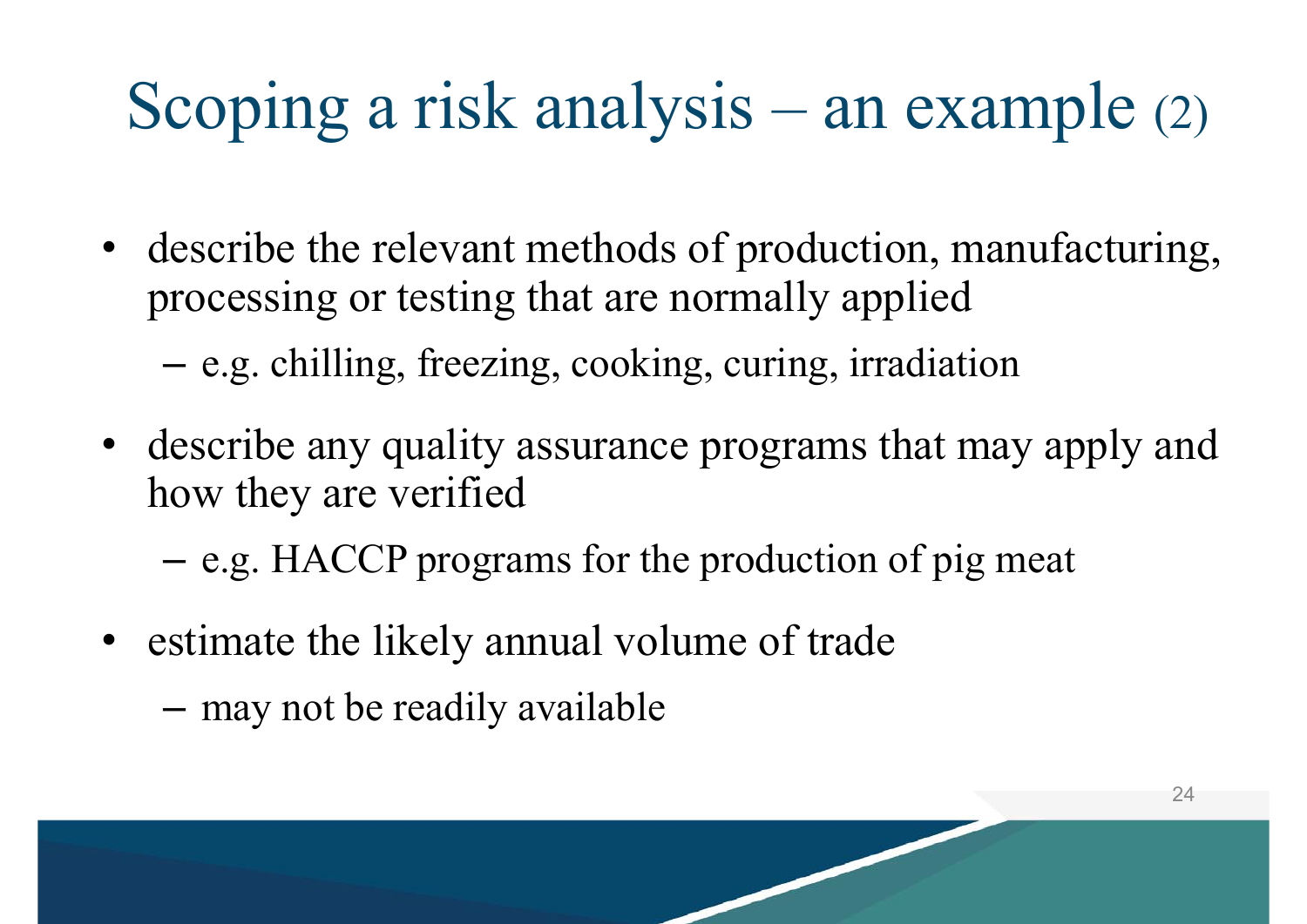# Scoping a risk analysis – an example (2)

- describe the relevant methods of production, manufacturing, processing or testing that are normally applied
  - e.g. chilling, freezing, cooking, curing, irradiation
- describe any quality assurance programs that may apply and how they are verified
  - e.g. HACCP programs for the production of pig meat
- estimate the likely annual volume of trade
  - may not be readily available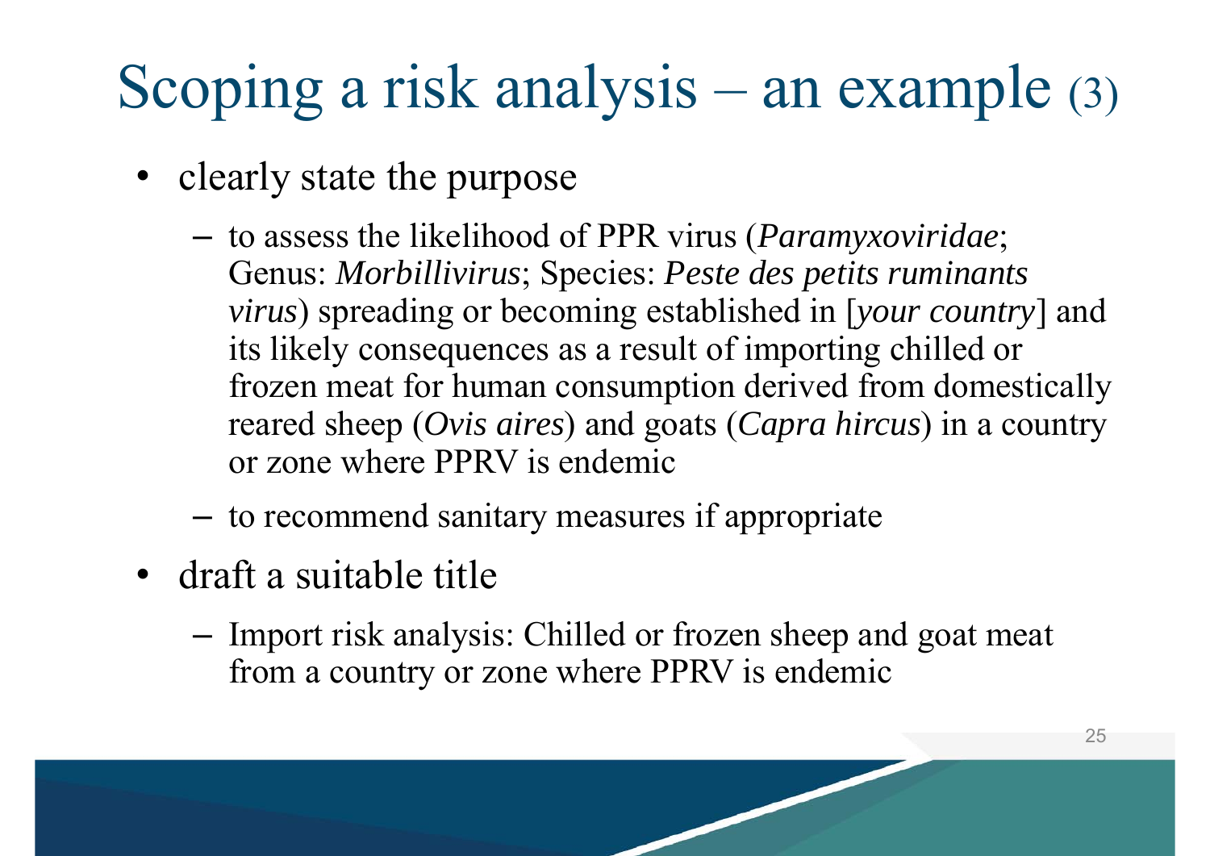# Scoping a risk analysis – an example (3)

- clearly state the purpose
  - to assess the likelihood of PPR virus (*Paramyxoviridae*; Genus: *Morbillivirus*; Species: *Peste des petits ruminants virus*) spreading or becoming established in [*your country*] and its likely consequences as a result of importing chilled or frozen meat for human consumption derived from domestically reared sheep (*Ovis aires*) and goats (*Capra hircus*) in a country or zone where PPRV is endemic
  - to recommend sanitary measures if appropriate
- draft a suitable title
  - Import risk analysis: Chilled or frozen sheep and goat meat from a country or zone where PPRV is endemic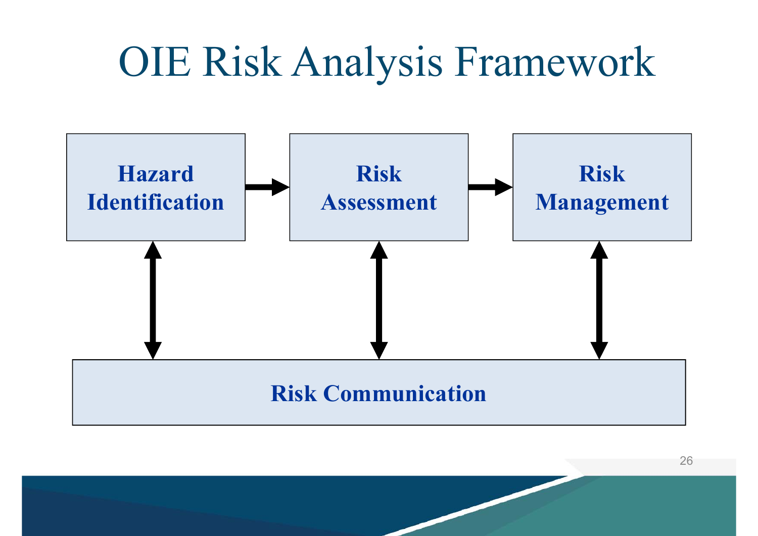# OIE Risk Analysis Framework

Hazard Identification → Risk Assessment → Risk Management

Risk Communication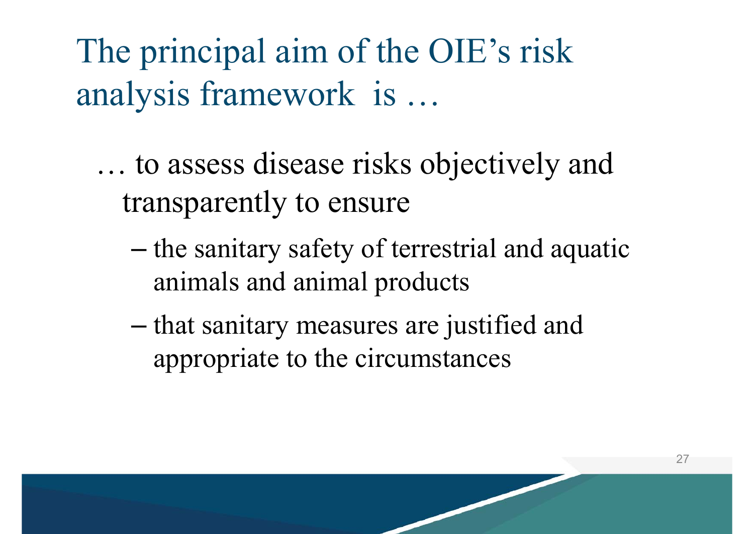# The principal aim of the OIE's risk analysis framework is …

… to assess disease risks objectively and transparently to ensure

- the sanitary safety of terrestrial and aquatic animals and animal products
- that sanitary measures are justified and appropriate to the circumstances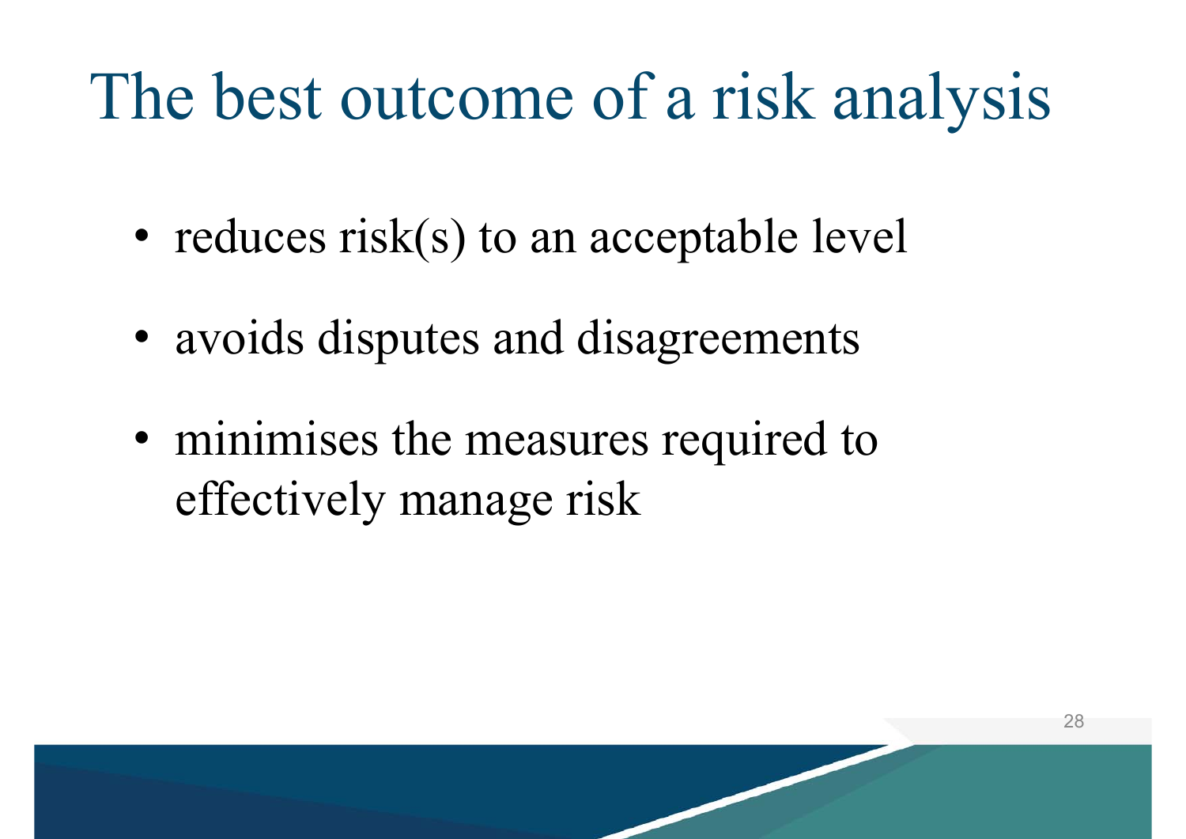# The best outcome of a risk analysis

- reduces risk(s) to an acceptable level
- avoids disputes and disagreements
- minimises the measures required to effectively manage risk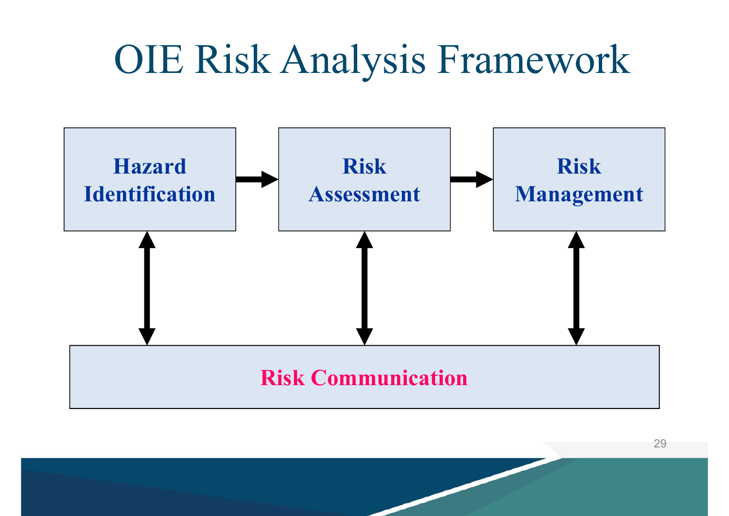# OIE Risk Analysis Framework

Hazard Identification → Risk Assessment → Risk Management

Risk Communication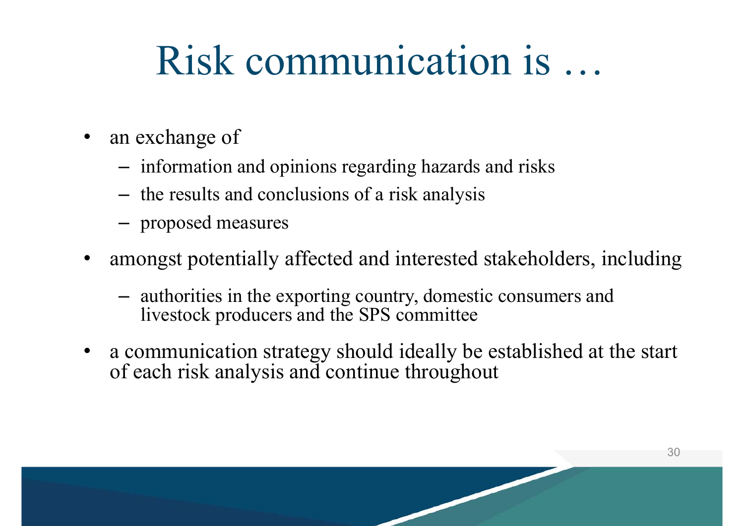# Risk communication is …

- an exchange of
  - information and opinions regarding hazards and risks
  - the results and conclusions of a risk analysis
  - proposed measures
- amongst potentially affected and interested stakeholders, including
  - authorities in the exporting country, domestic consumers and livestock producers and the SPS committee
- a communication strategy should ideally be established at the start of each risk analysis and continue throughout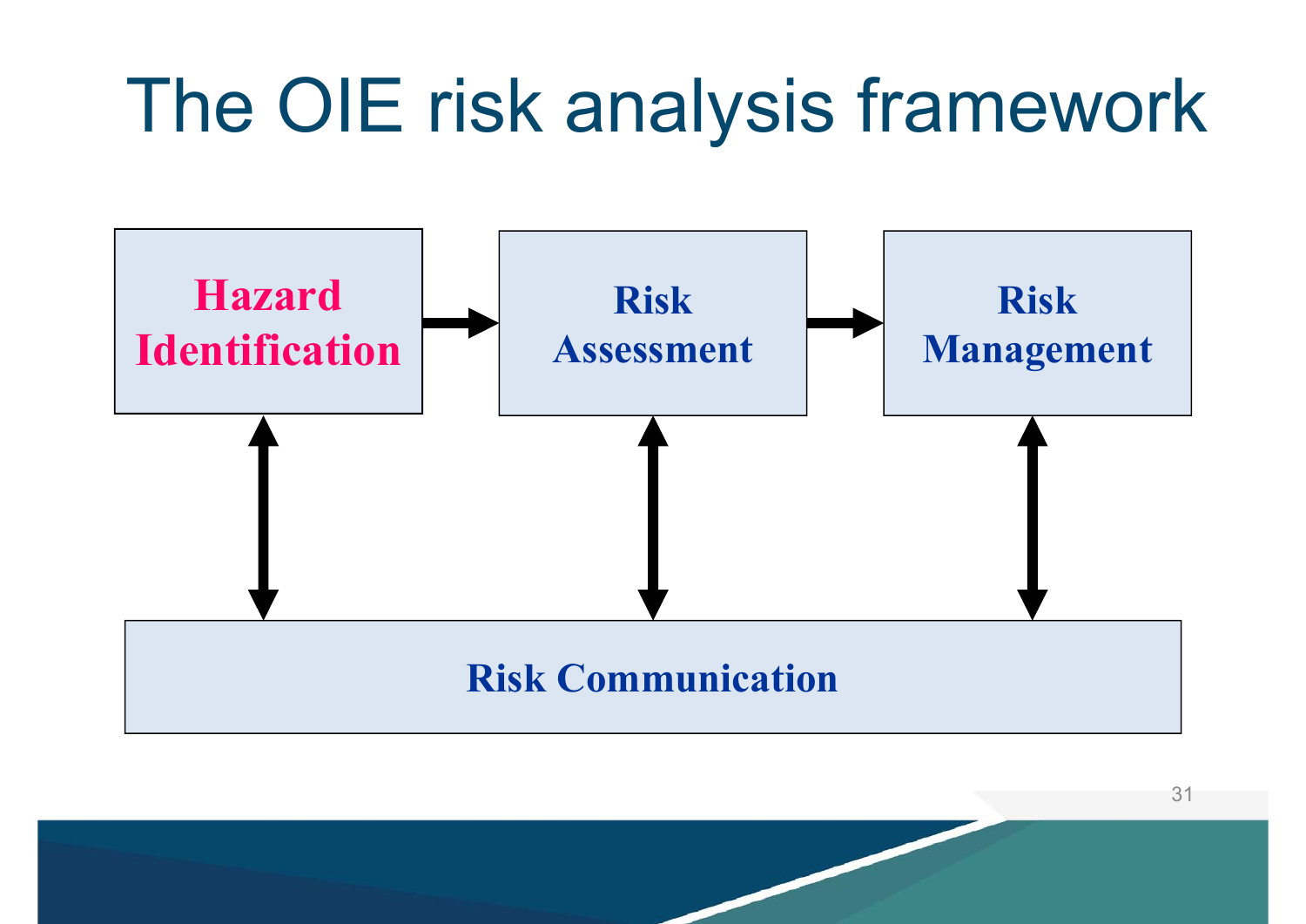# The OIE risk analysis framework

**Hazard Identification** → **Risk Assessment** → **Risk Management**

↕ ↕ ↕

**Risk Communication**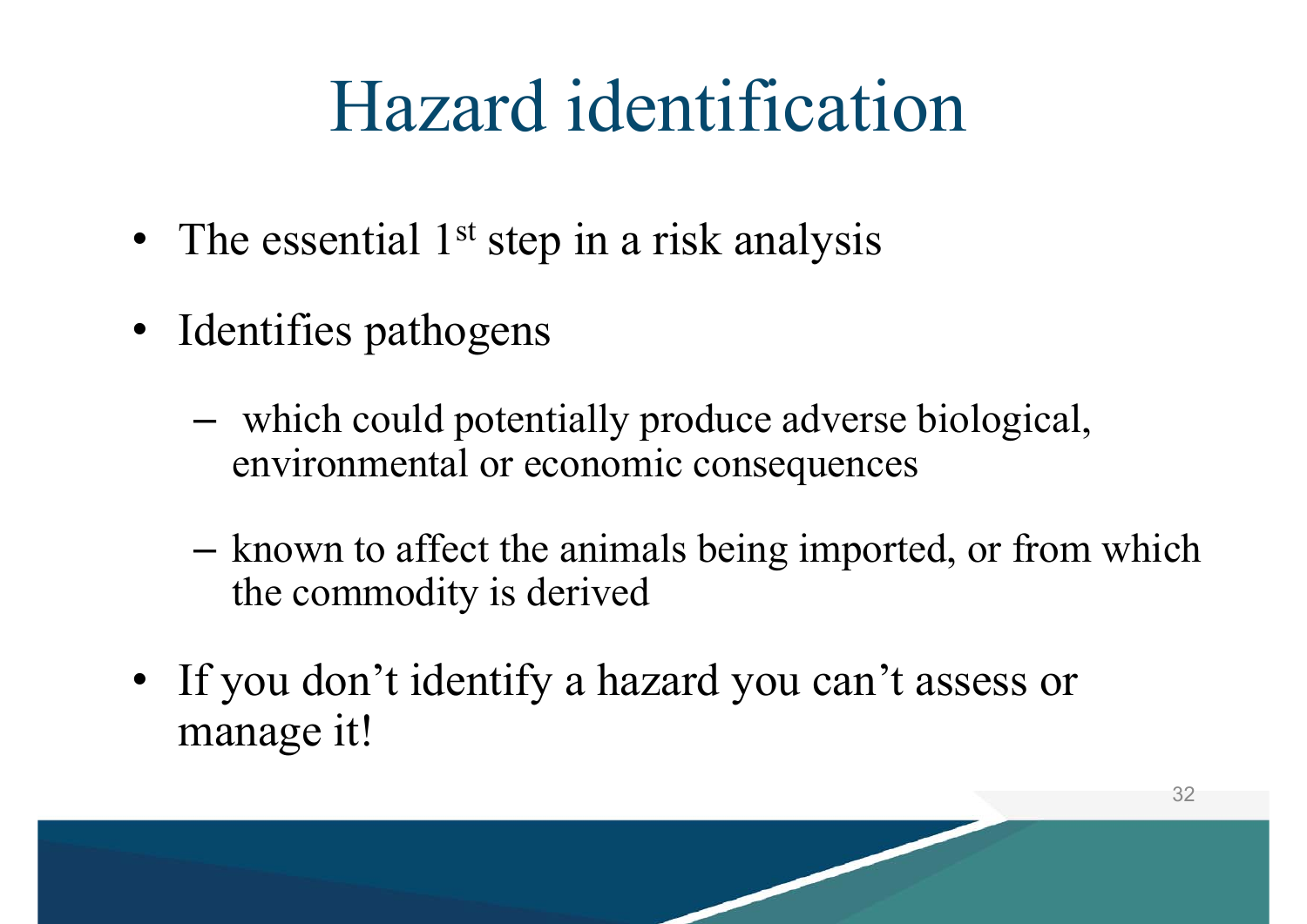# Hazard identification

- The essential 1st step in a risk analysis
- Identifies pathogens
  - which could potentially produce adverse biological, environmental or economic consequences
  - known to affect the animals being imported, or from which the commodity is derived
- If you don't identify a hazard you can't assess or manage it!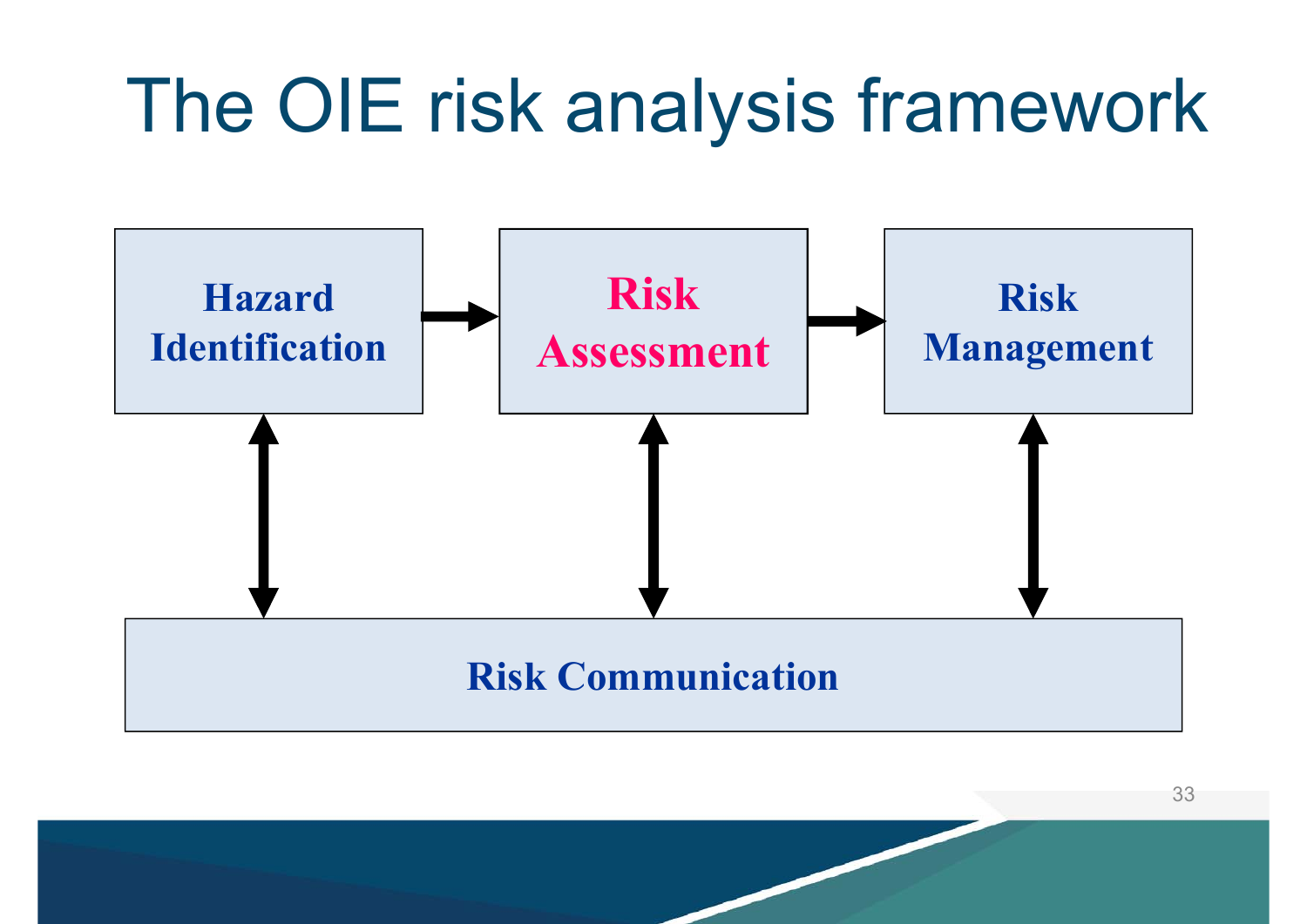# The OIE risk analysis framework

Hazard Identification → Risk Assessment → Risk Management

Risk Communication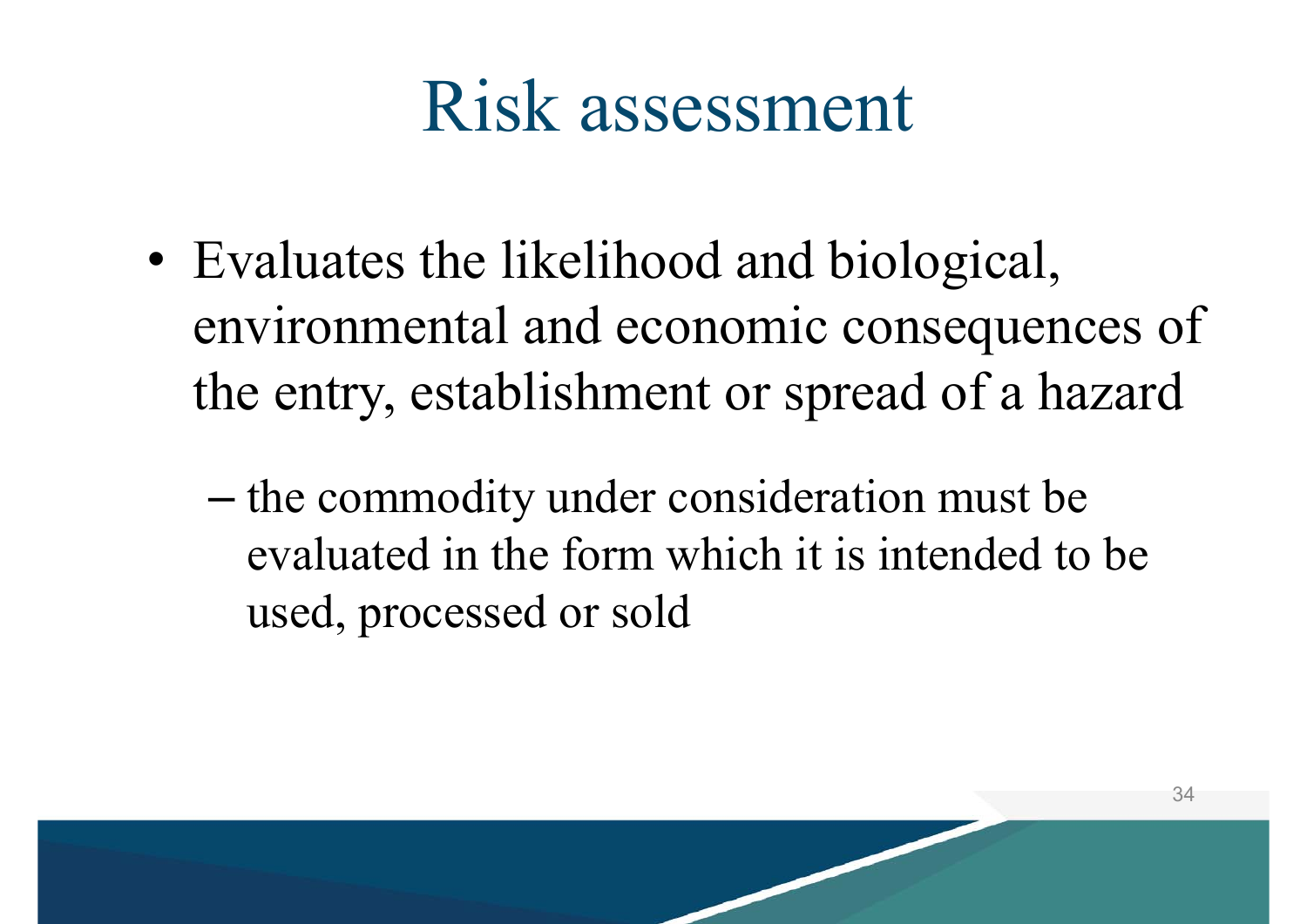# Risk assessment

- Evaluates the likelihood and biological, environmental and economic consequences of the entry, establishment or spread of a hazard
  - the commodity under consideration must be evaluated in the form which it is intended to be used, processed or sold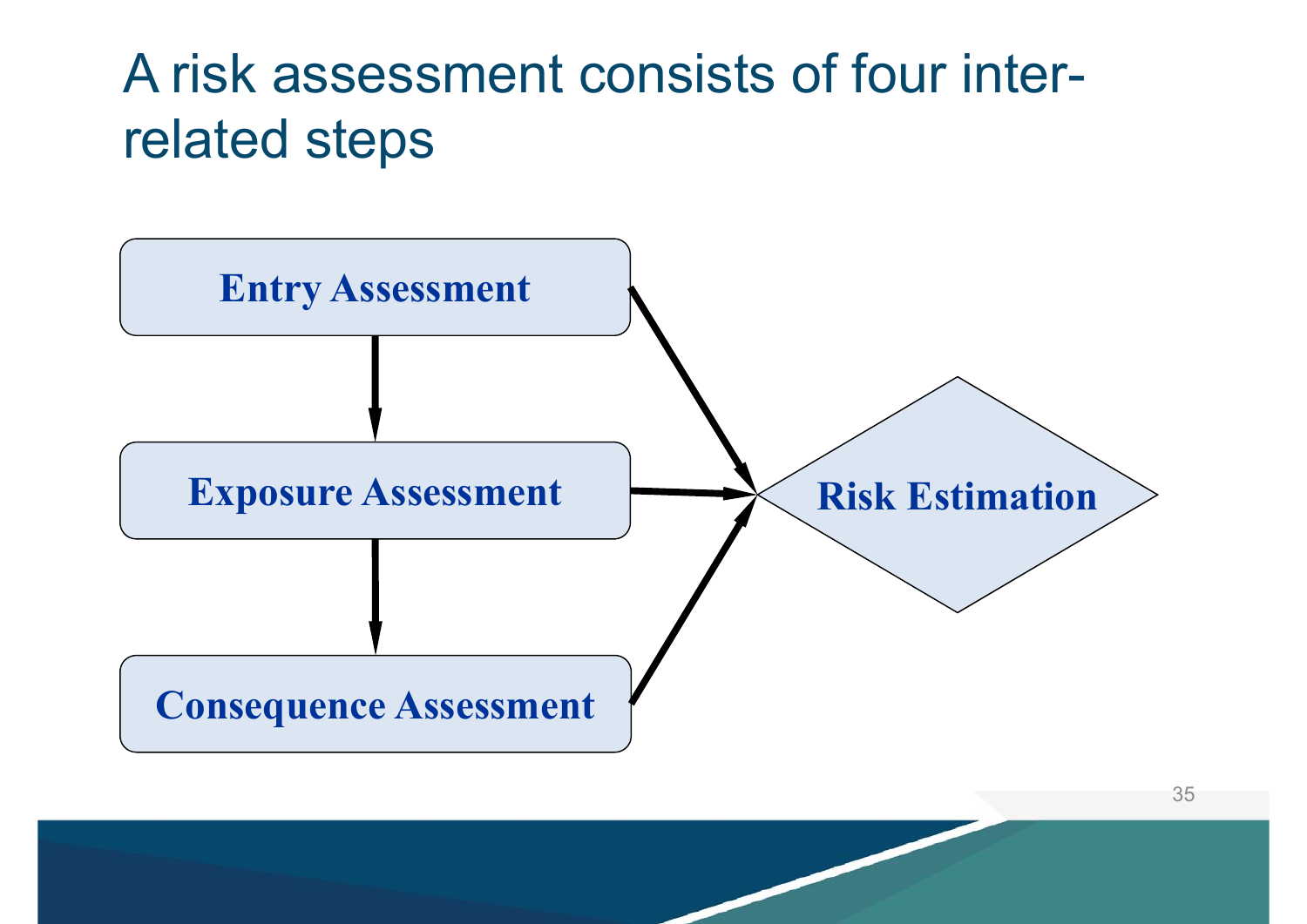# A risk assessment consists of four inter-related steps

- Entry Assessment
- Exposure Assessment
- Consequence Assessment
- Risk Estimation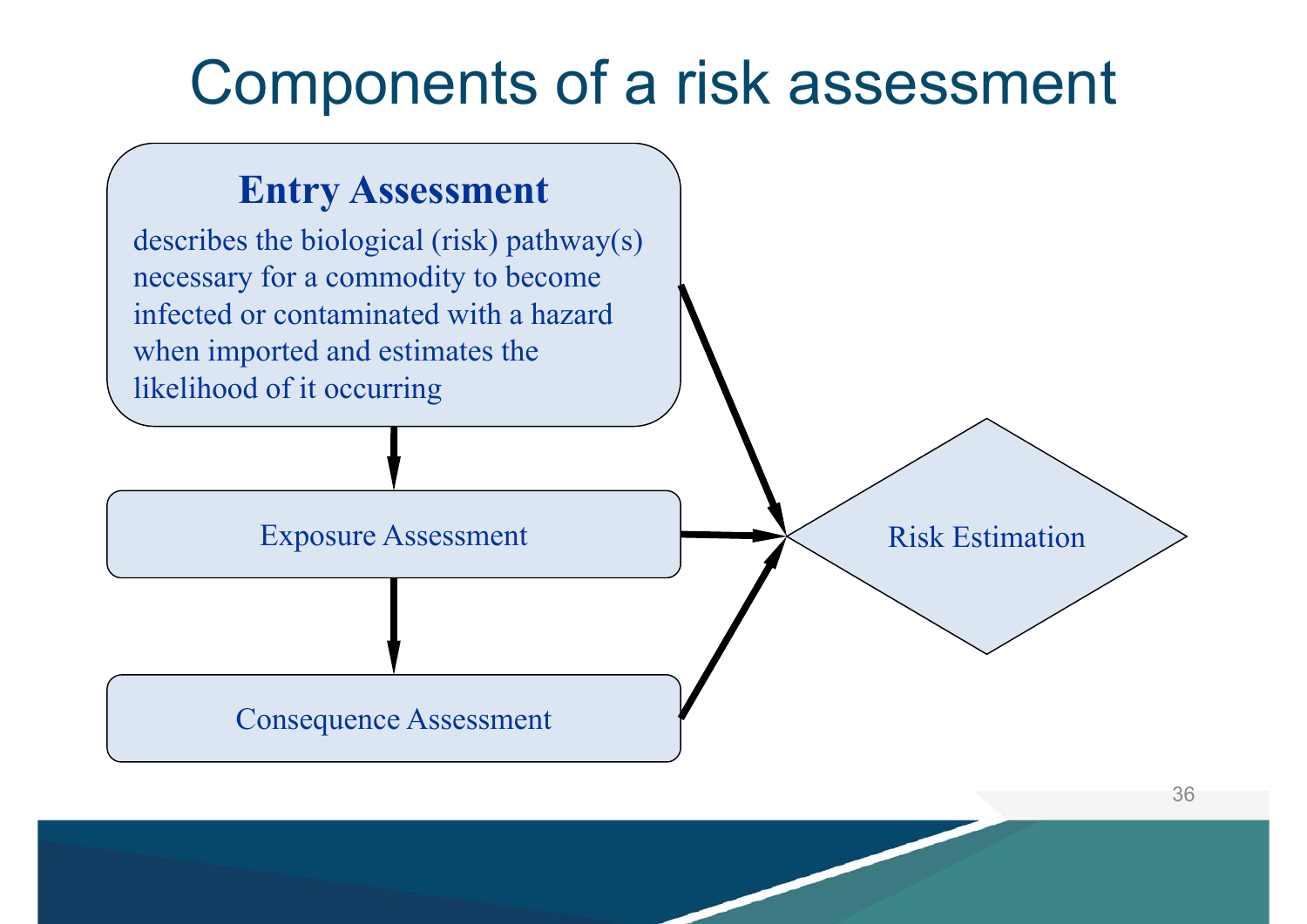# Components of a risk assessment

**Entry Assessment**

describes the biological (risk) pathway(s) necessary for a commodity to become infected or contaminated with a hazard when imported and estimates the likelihood of it occurring

Exposure Assessment

Consequence Assessment

Risk Estimation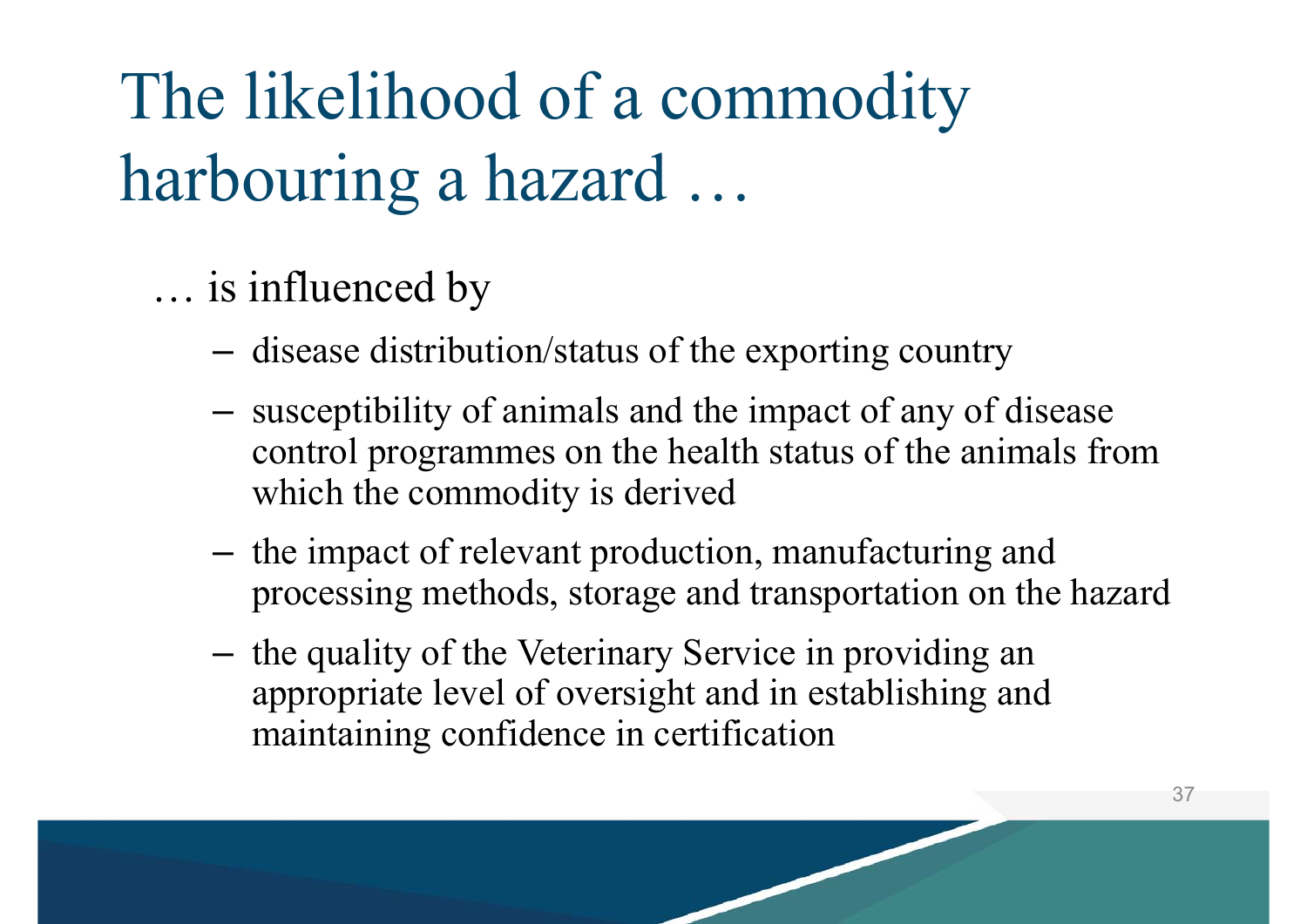# The likelihood of a commodity harbouring a hazard …

… is influenced by

- disease distribution/status of the exporting country
- susceptibility of animals and the impact of any of disease control programmes on the health status of the animals from which the commodity is derived
- the impact of relevant production, manufacturing and processing methods, storage and transportation on the hazard
- the quality of the Veterinary Service in providing an appropriate level of oversight and in establishing and maintaining confidence in certification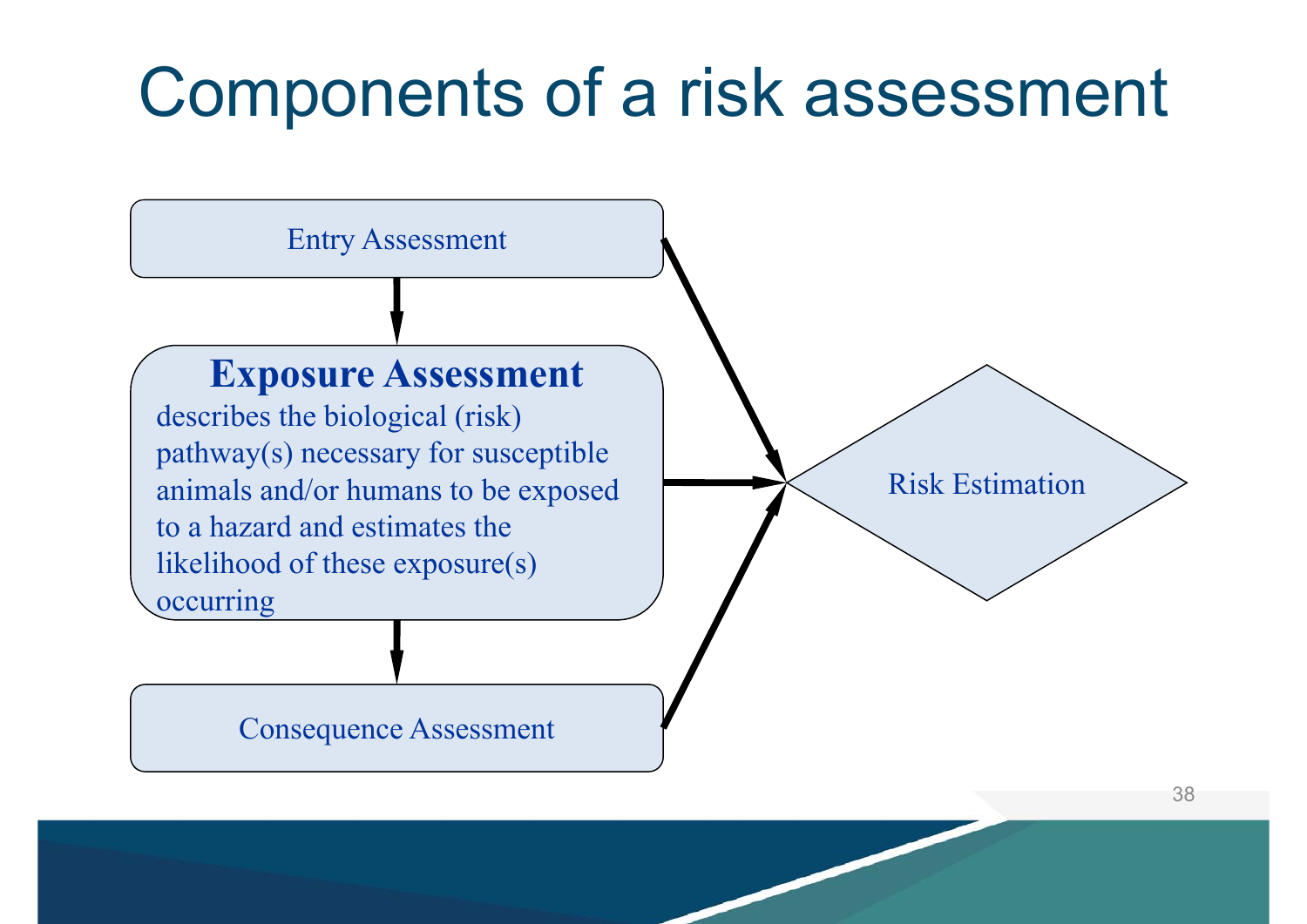# Components of a risk assessment

Entry Assessment

**Exposure Assessment**

describes the biological (risk) pathway(s) necessary for susceptible animals and/or humans to be exposed to a hazard and estimates the likelihood of these exposure(s) occurring

Consequence Assessment

Risk Estimation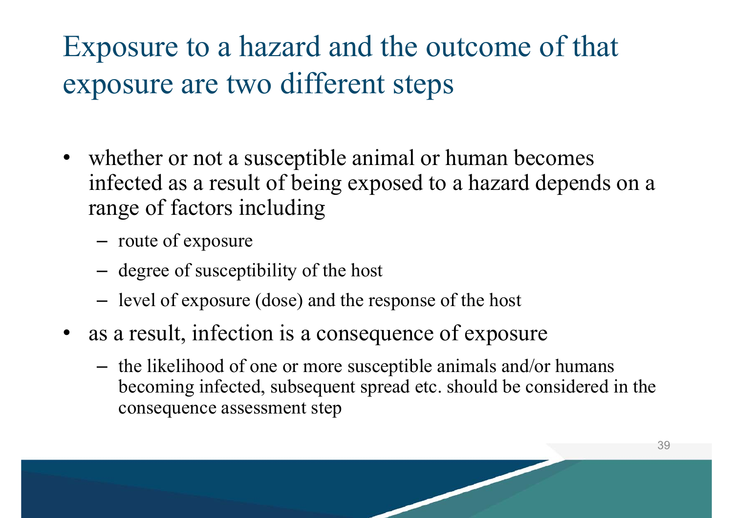# Exposure to a hazard and the outcome of that exposure are two different steps

- whether or not a susceptible animal or human becomes infected as a result of being exposed to a hazard depends on a range of factors including
  - route of exposure
  - degree of susceptibility of the host
  - level of exposure (dose) and the response of the host
- as a result, infection is a consequence of exposure
  - the likelihood of one or more susceptible animals and/or humans becoming infected, subsequent spread etc. should be considered in the consequence assessment step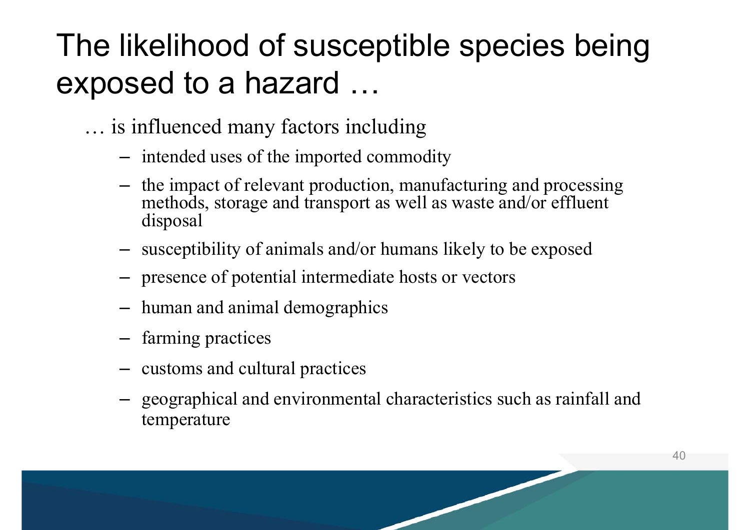# The likelihood of susceptible species being exposed to a hazard …

… is influenced many factors including

- intended uses of the imported commodity
- the impact of relevant production, manufacturing and processing methods, storage and transport as well as waste and/or effluent disposal
- susceptibility of animals and/or humans likely to be exposed
- presence of potential intermediate hosts or vectors
- human and animal demographics
- farming practices
- customs and cultural practices
- geographical and environmental characteristics such as rainfall and temperature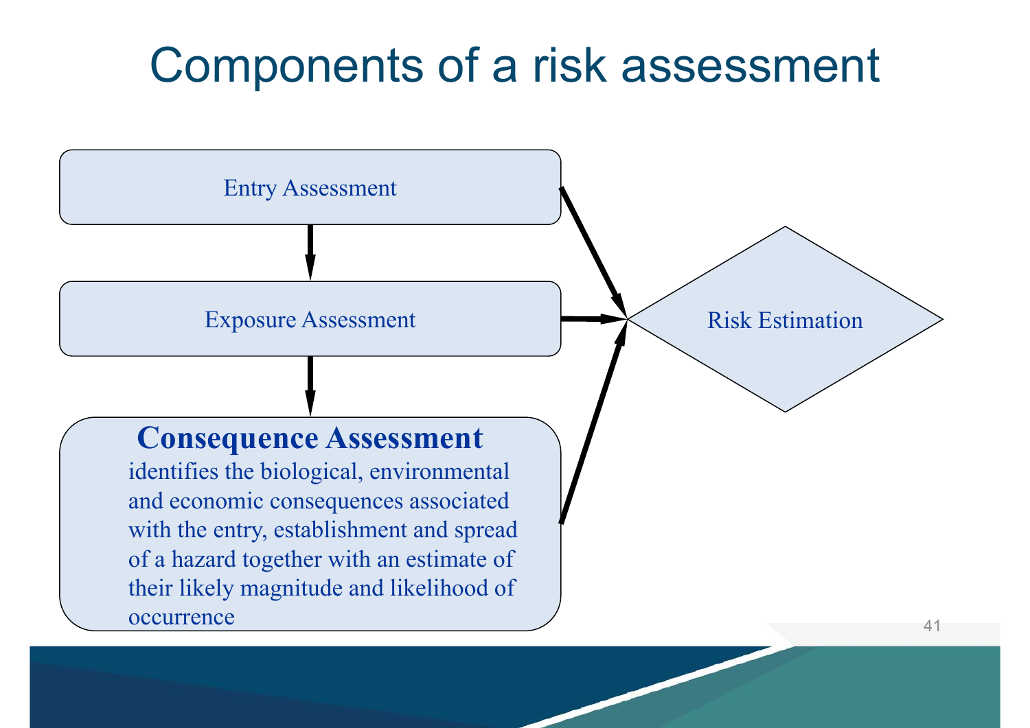# Components of a risk assessment

Entry Assessment

Exposure Assessment

**Consequence Assessment**
identifies the biological, environmental and economic consequences associated with the entry, establishment and spread of a hazard together with an estimate of their likely magnitude and likelihood of occurrence

Risk Estimation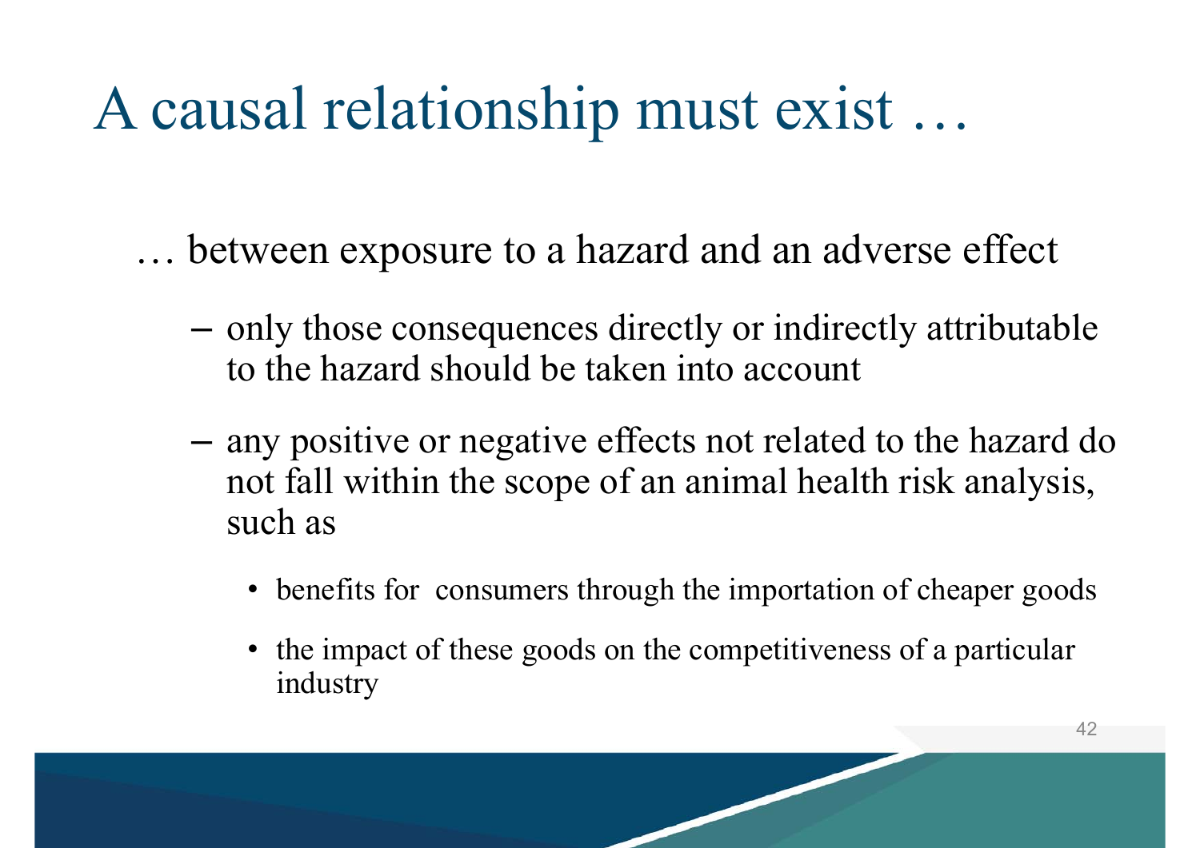# A causal relationship must exist …

… between exposure to a hazard and an adverse effect

- only those consequences directly or indirectly attributable to the hazard should be taken into account
- any positive or negative effects not related to the hazard do not fall within the scope of an animal health risk analysis, such as
  - benefits for consumers through the importation of cheaper goods
  - the impact of these goods on the competitiveness of a particular industry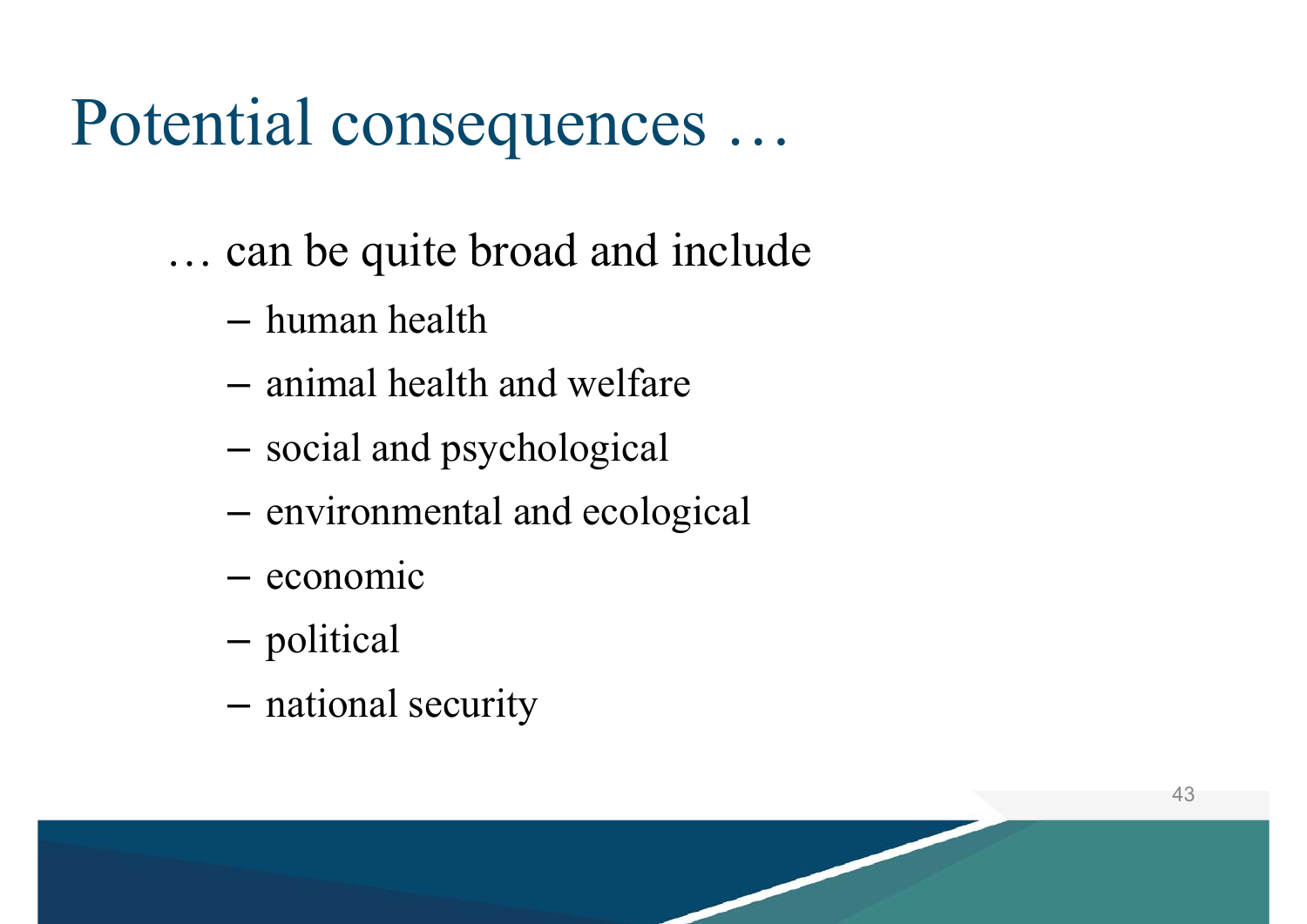# Potential consequences …

… can be quite broad and include

- human health
- animal health and welfare
- social and psychological
- environmental and ecological
- economic
- political
- national security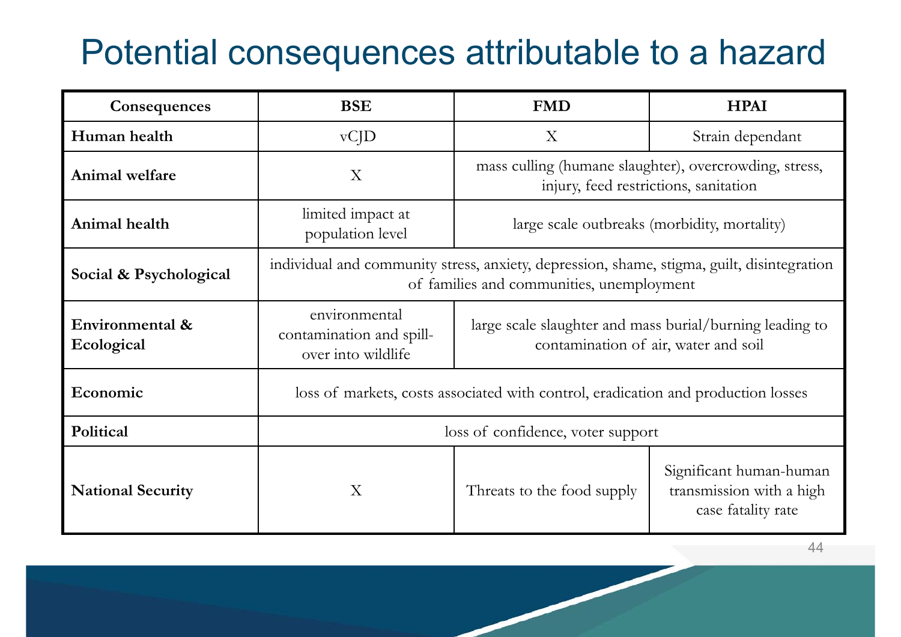# Potential consequences attributable to a hazard

| Consequences | BSE | FMD | HPAI |
|---|---|---|---|
| **Human health** | vCJD | X | Strain dependant |
| **Animal welfare** | X | mass culling (humane slaughter), overcrowding, stress, injury, feed restrictions, sanitation | |
| **Animal health** | limited impact at population level | large scale outbreaks (morbidity, mortality) | |
| **Social & Psychological** | individual and community stress, anxiety, depression, shame, stigma, guilt, disintegration of families and communities, unemployment | | |
| **Environmental & Ecological** | environmental contamination and spill-over into wildlife | large scale slaughter and mass burial/burning leading to contamination of air, water and soil | |
| **Economic** | loss of markets, costs associated with control, eradication and production losses | | |
| **Political** | loss of confidence, voter support | | |
| **National Security** | X | Threats to the food supply | Significant human-human transmission with a high case fatality rate |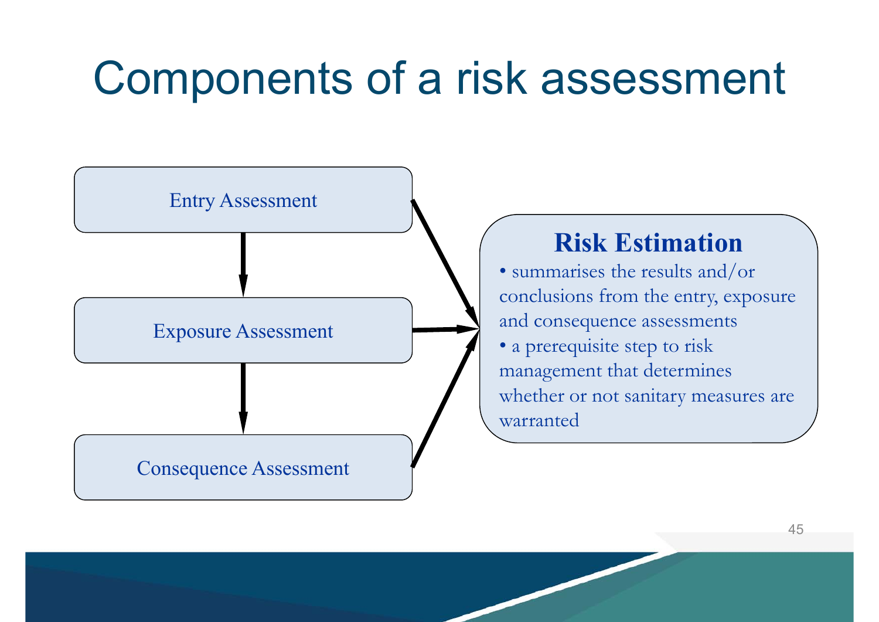# Components of a risk assessment

Entry Assessment

Exposure Assessment

Consequence Assessment

**Risk Estimation**

- summarises the results and/or conclusions from the entry, exposure and consequence assessments
- a prerequisite step to risk management that determines whether or not sanitary measures are warranted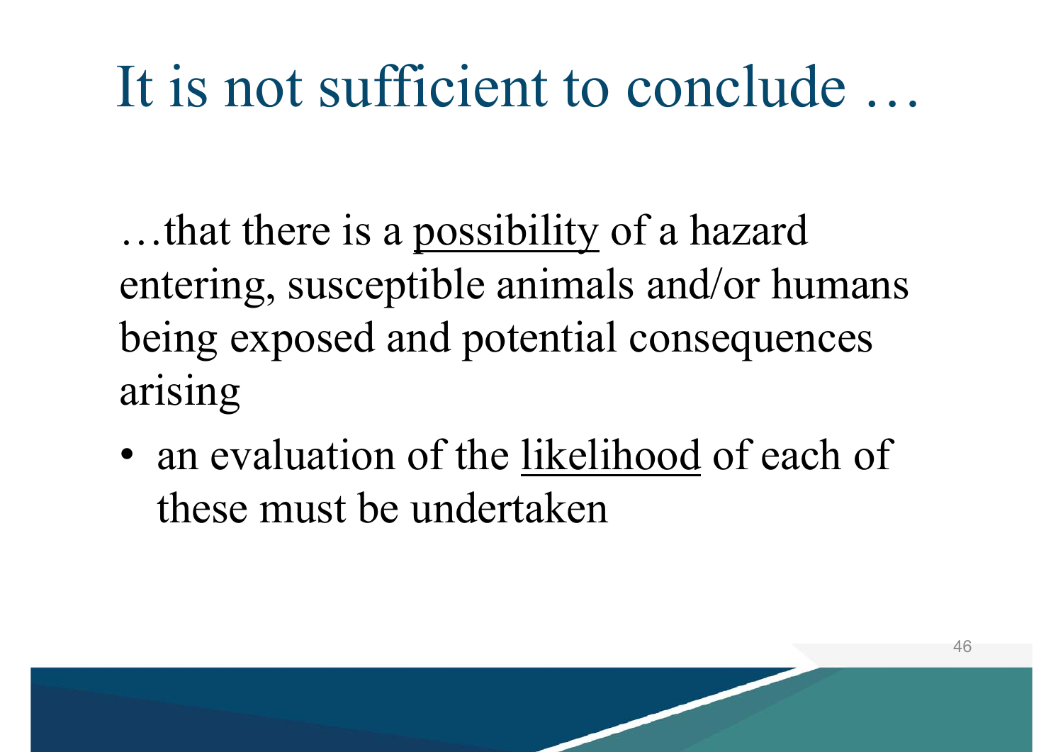# It is not sufficient to conclude …

…that there is a <u>possibility</u> of a hazard entering, susceptible animals and/or humans being exposed and potential consequences arising

- an evaluation of the <u>likelihood</u> of each of these must be undertaken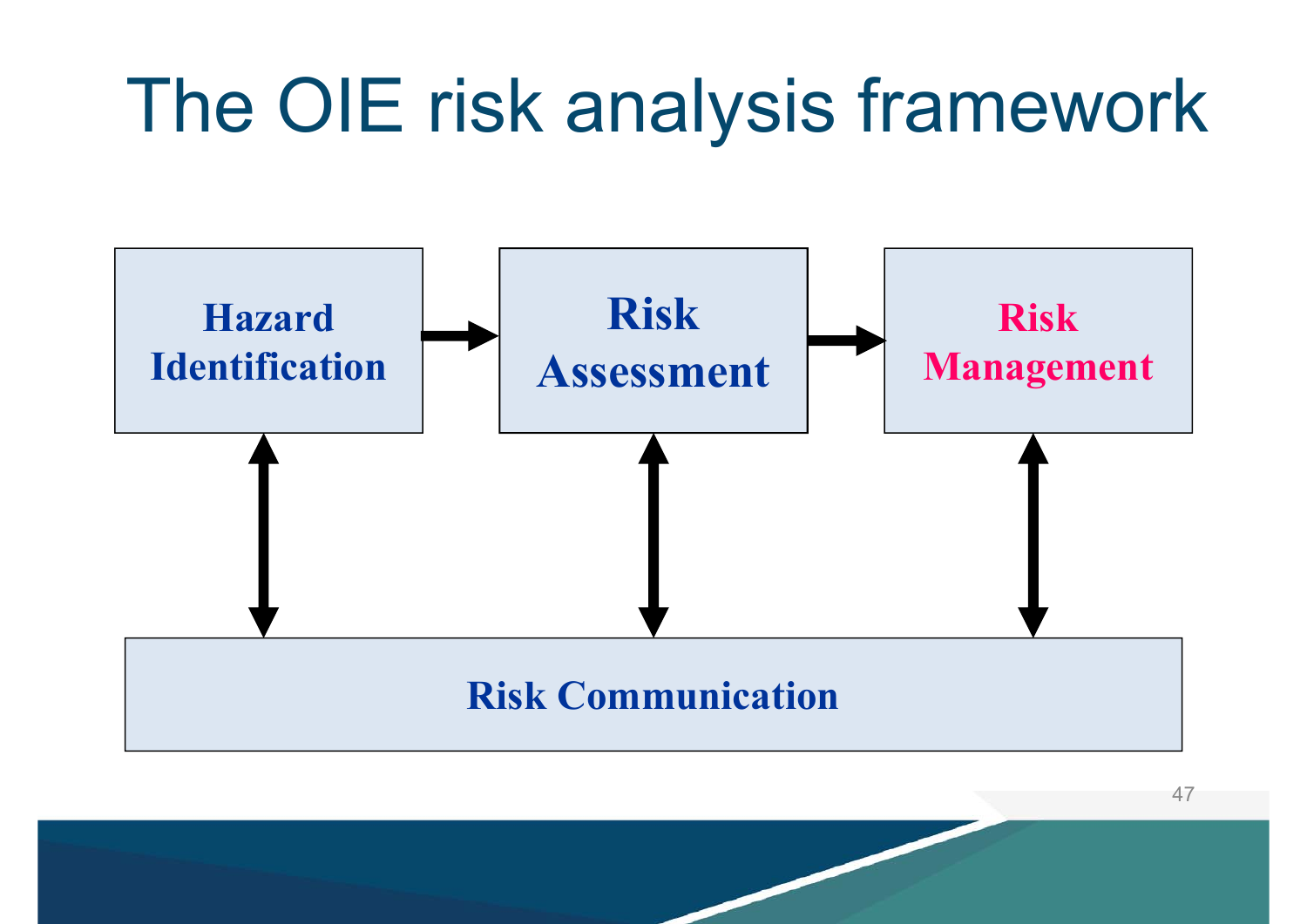# The OIE risk analysis framework

**Hazard Identification** → **Risk Assessment** → **Risk Management**

↕ ↕ ↕

**Risk Communication**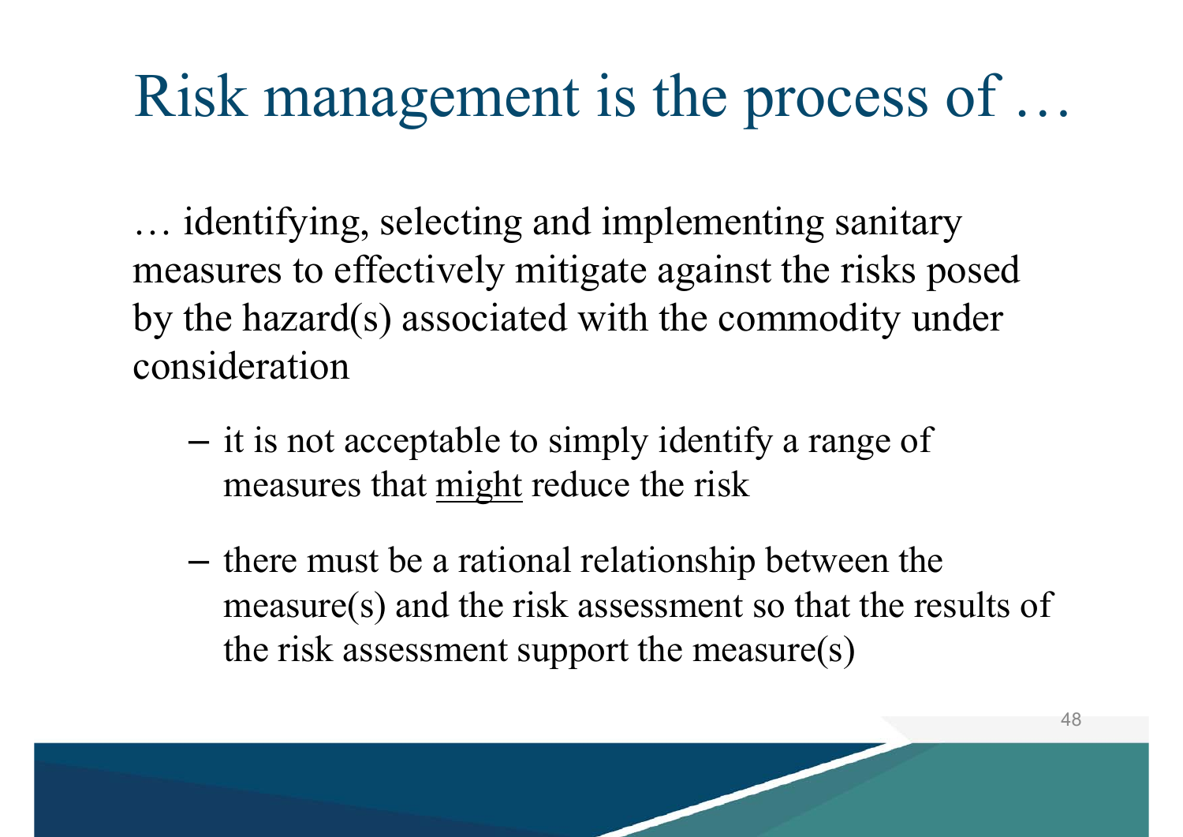# Risk management is the process of …

… identifying, selecting and implementing sanitary measures to effectively mitigate against the risks posed by the hazard(s) associated with the commodity under consideration

- it is not acceptable to simply identify a range of measures that <u>might</u> reduce the risk
- there must be a rational relationship between the measure(s) and the risk assessment so that the results of the risk assessment support the measure(s)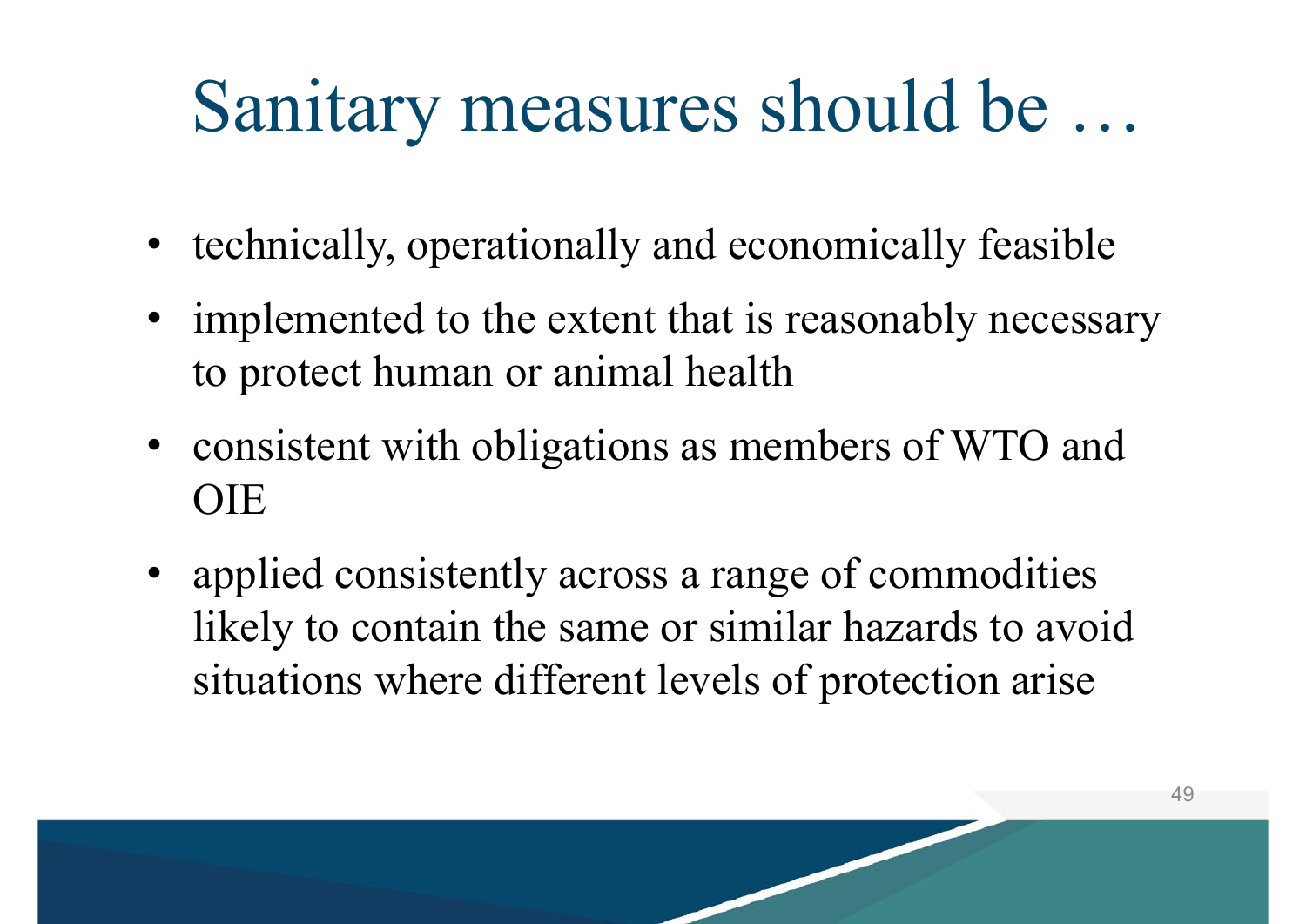# Sanitary measures should be …

- technically, operationally and economically feasible
- implemented to the extent that is reasonably necessary to protect human or animal health
- consistent with obligations as members of WTO and OIE
- applied consistently across a range of commodities likely to contain the same or similar hazards to avoid situations where different levels of protection arise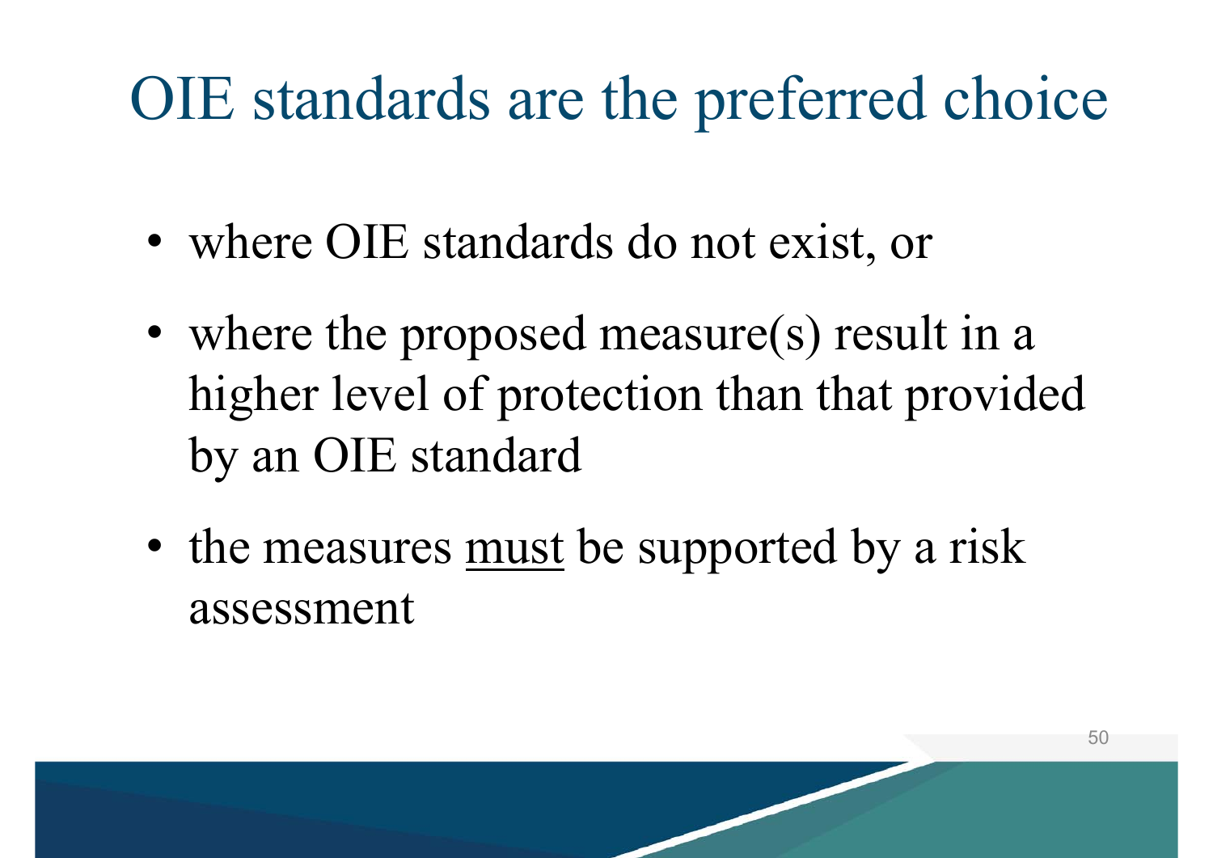# OIE standards are the preferred choice

- where OIE standards do not exist, or
- where the proposed measure(s) result in a higher level of protection than that provided by an OIE standard
- the measures <u>must</u> be supported by a risk assessment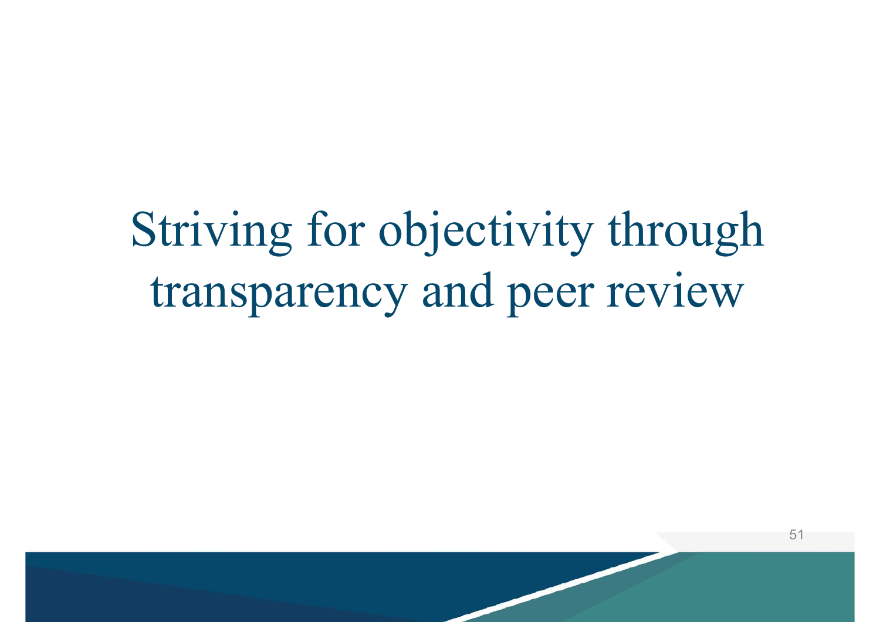# Striving for objectivity through transparency and peer review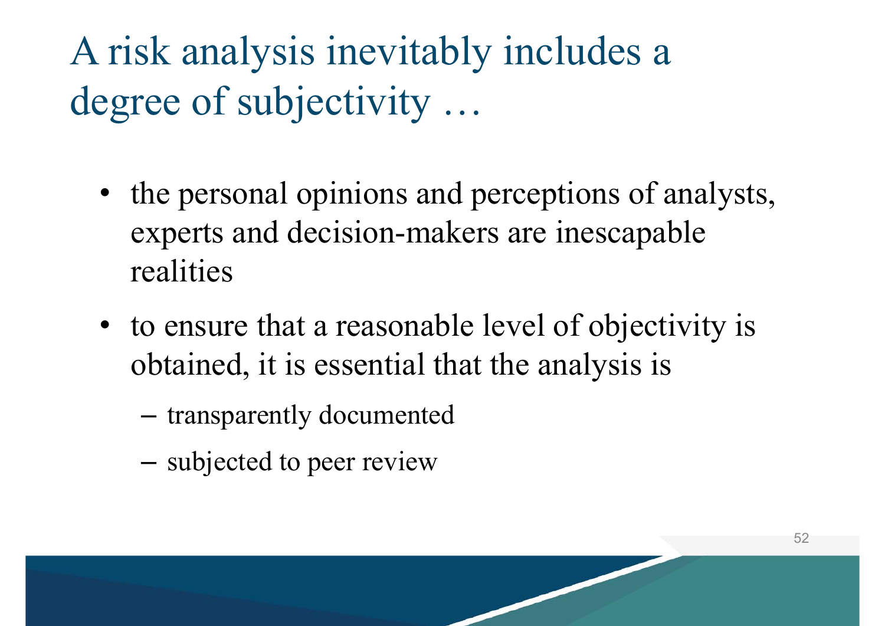# A risk analysis inevitably includes a degree of subjectivity …

- the personal opinions and perceptions of analysts, experts and decision-makers are inescapable realities
- to ensure that a reasonable level of objectivity is obtained, it is essential that the analysis is
  - transparently documented
  - subjected to peer review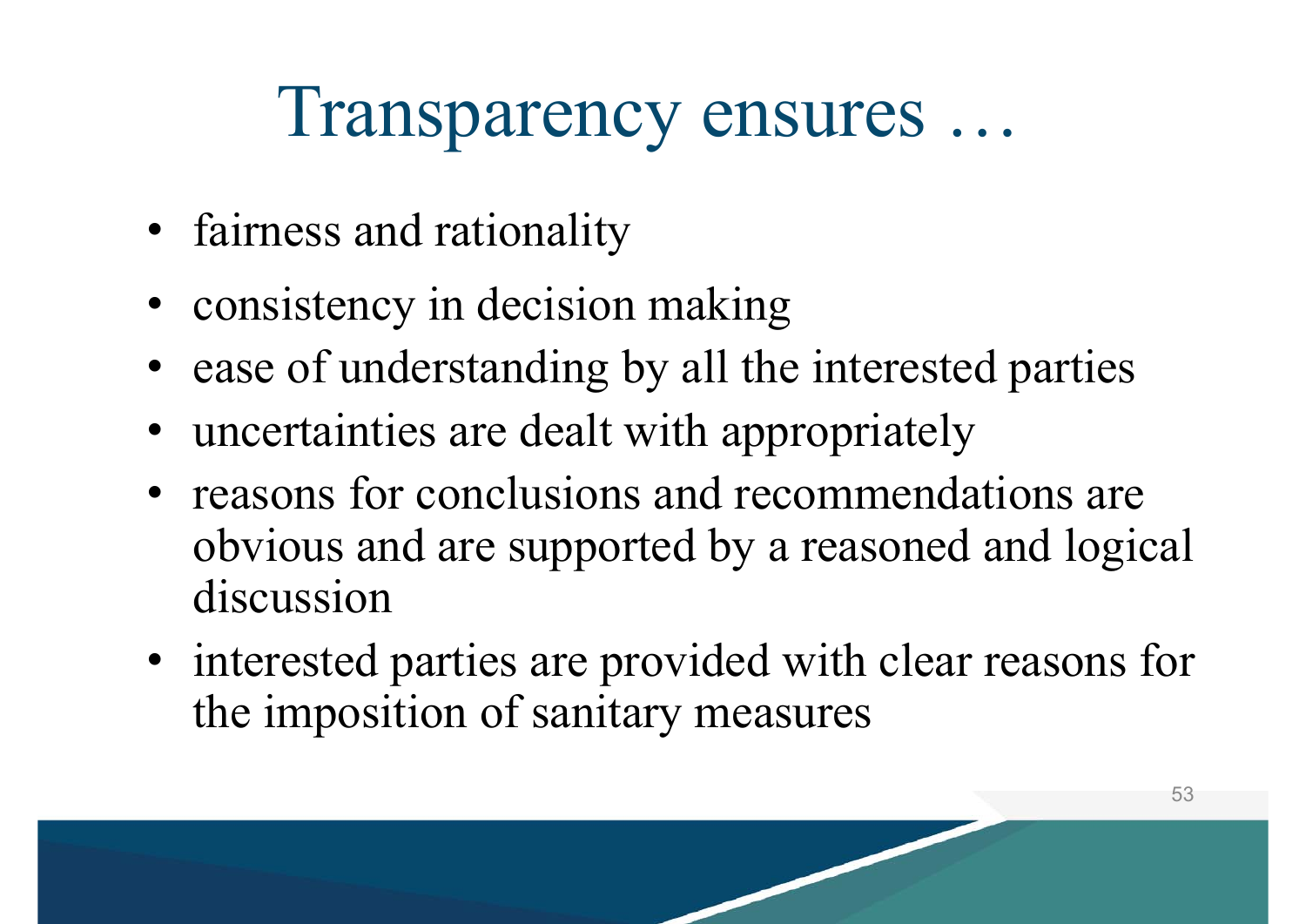# Transparency ensures …

- fairness and rationality
- consistency in decision making
- ease of understanding by all the interested parties
- uncertainties are dealt with appropriately
- reasons for conclusions and recommendations are obvious and are supported by a reasoned and logical discussion
- interested parties are provided with clear reasons for the imposition of sanitary measures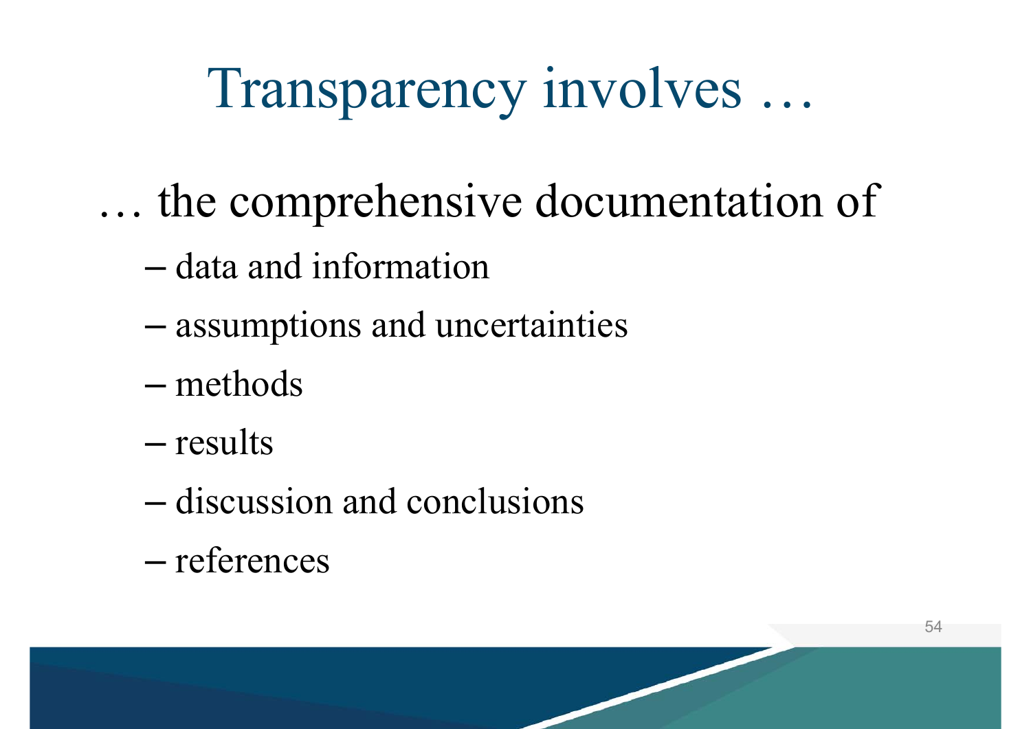# Transparency involves …

… the comprehensive documentation of

- data and information
- assumptions and uncertainties
- methods
- results
- discussion and conclusions
- references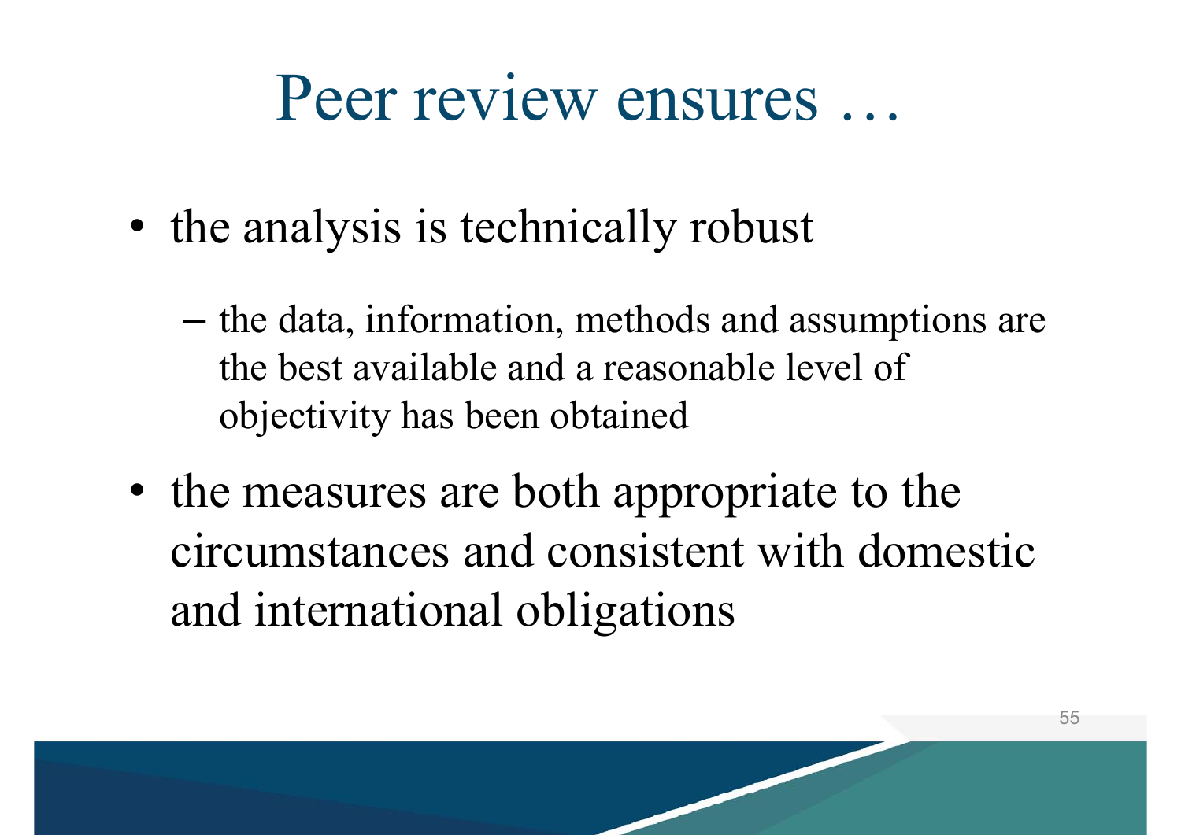# Peer review ensures …

- the analysis is technically robust
  - the data, information, methods and assumptions are the best available and a reasonable level of objectivity has been obtained
- the measures are both appropriate to the circumstances and consistent with domestic and international obligations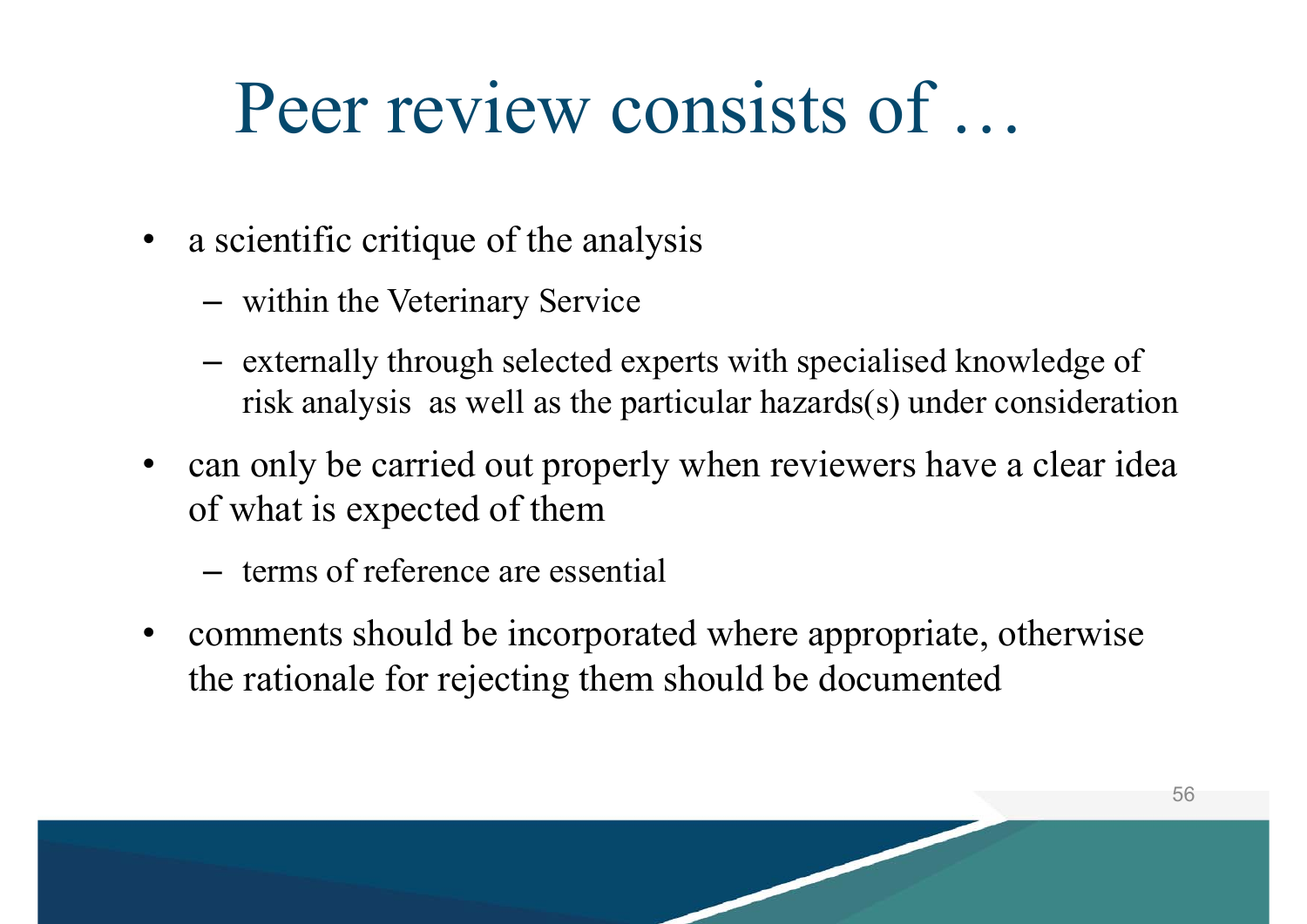# Peer review consists of …

- a scientific critique of the analysis
  - within the Veterinary Service
  - externally through selected experts with specialised knowledge of risk analysis as well as the particular hazards(s) under consideration
- can only be carried out properly when reviewers have a clear idea of what is expected of them
  - terms of reference are essential
- comments should be incorporated where appropriate, otherwise the rationale for rejecting them should be documented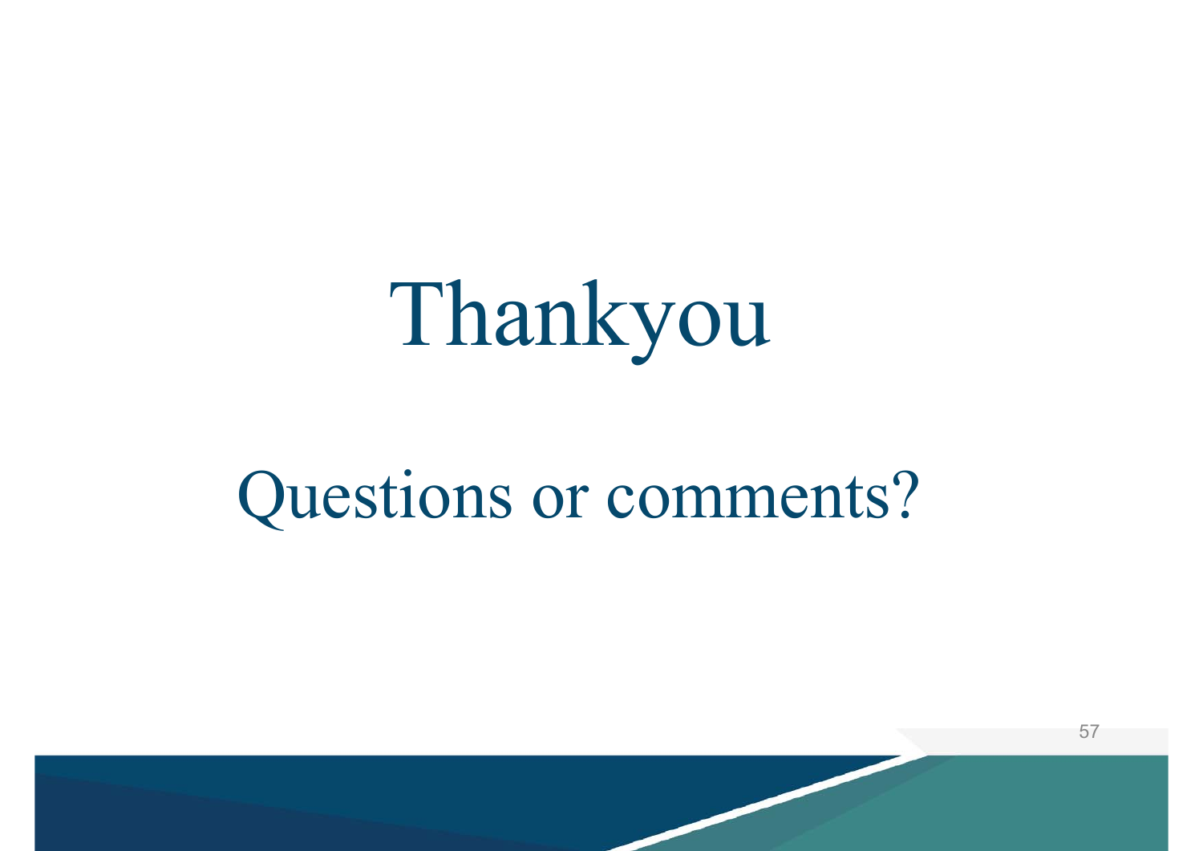# Thankyou

## Questions or comments?